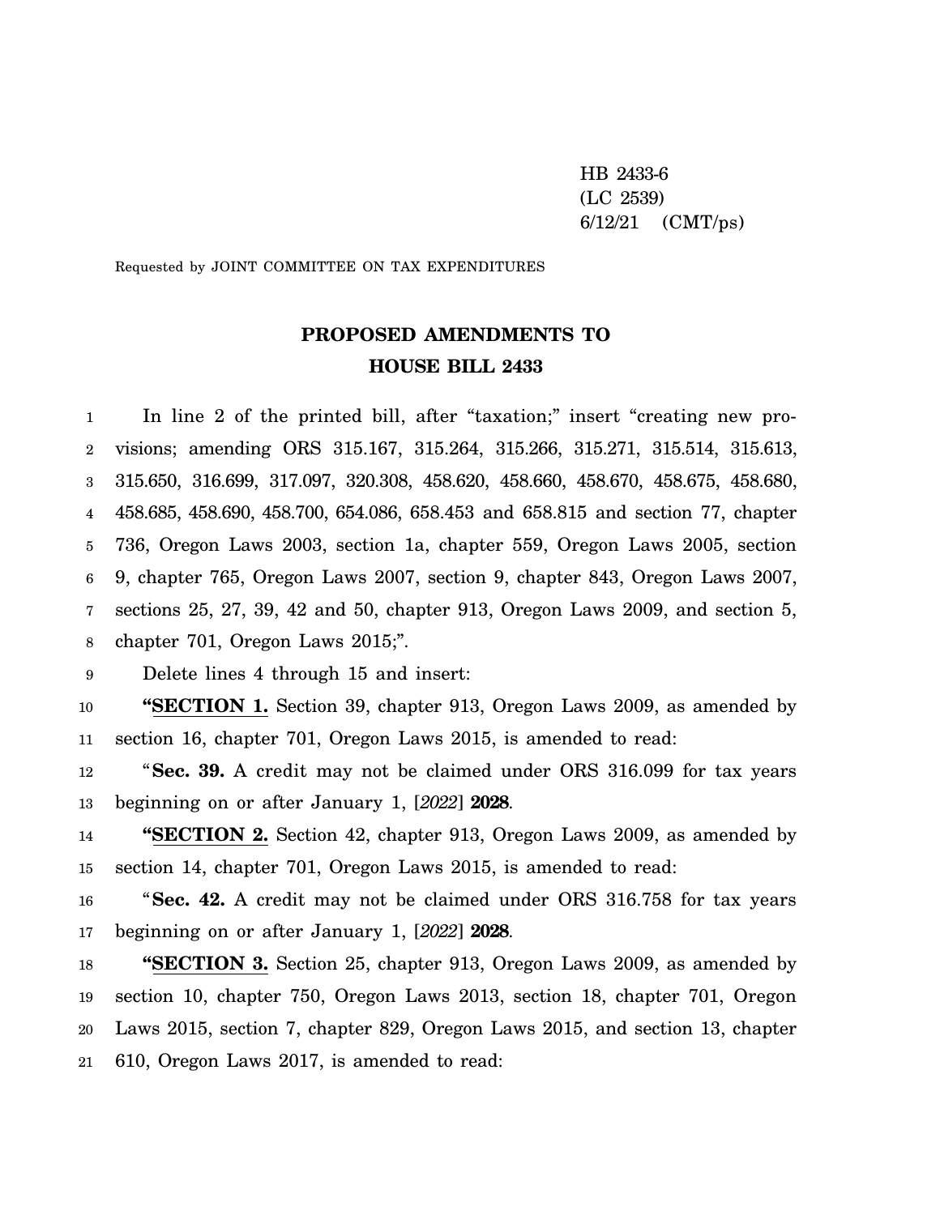HB 2433-6
(LC 2539)
6/12/21 (CMT/ps)

Requested by JOINT COMMITTEE ON TAX EXPENDITURES

# PROPOSED AMENDMENTS TO HOUSE BILL 2433

In line 2 of the printed bill, after "taxation;" insert "creating new provisions; amending ORS 315.167, 315.264, 315.266, 315.271, 315.514, 315.613, 315.650, 316.699, 317.097, 320.308, 458.620, 458.660, 458.670, 458.675, 458.680, 458.685, 458.690, 458.700, 654.086, 658.453 and 658.815 and section 77, chapter 736, Oregon Laws 2003, section 1a, chapter 559, Oregon Laws 2005, section 9, chapter 765, Oregon Laws 2007, section 9, chapter 843, Oregon Laws 2007, sections 25, 27, 39, 42 and 50, chapter 913, Oregon Laws 2009, and section 5, chapter 701, Oregon Laws 2015;".

Delete lines 4 through 15 and insert:

"**SECTION 1.** Section 39, chapter 913, Oregon Laws 2009, as amended by section 16, chapter 701, Oregon Laws 2015, is amended to read:

"**Sec. 39.** A credit may not be claimed under ORS 316.099 for tax years beginning on or after January 1, [*2022*] **2028**.

"**SECTION 2.** Section 42, chapter 913, Oregon Laws 2009, as amended by section 14, chapter 701, Oregon Laws 2015, is amended to read:

"**Sec. 42.** A credit may not be claimed under ORS 316.758 for tax years beginning on or after January 1, [*2022*] **2028**.

"**SECTION 3.** Section 25, chapter 913, Oregon Laws 2009, as amended by section 10, chapter 750, Oregon Laws 2013, section 18, chapter 701, Oregon Laws 2015, section 7, chapter 829, Oregon Laws 2015, and section 13, chapter 610, Oregon Laws 2017, is amended to read: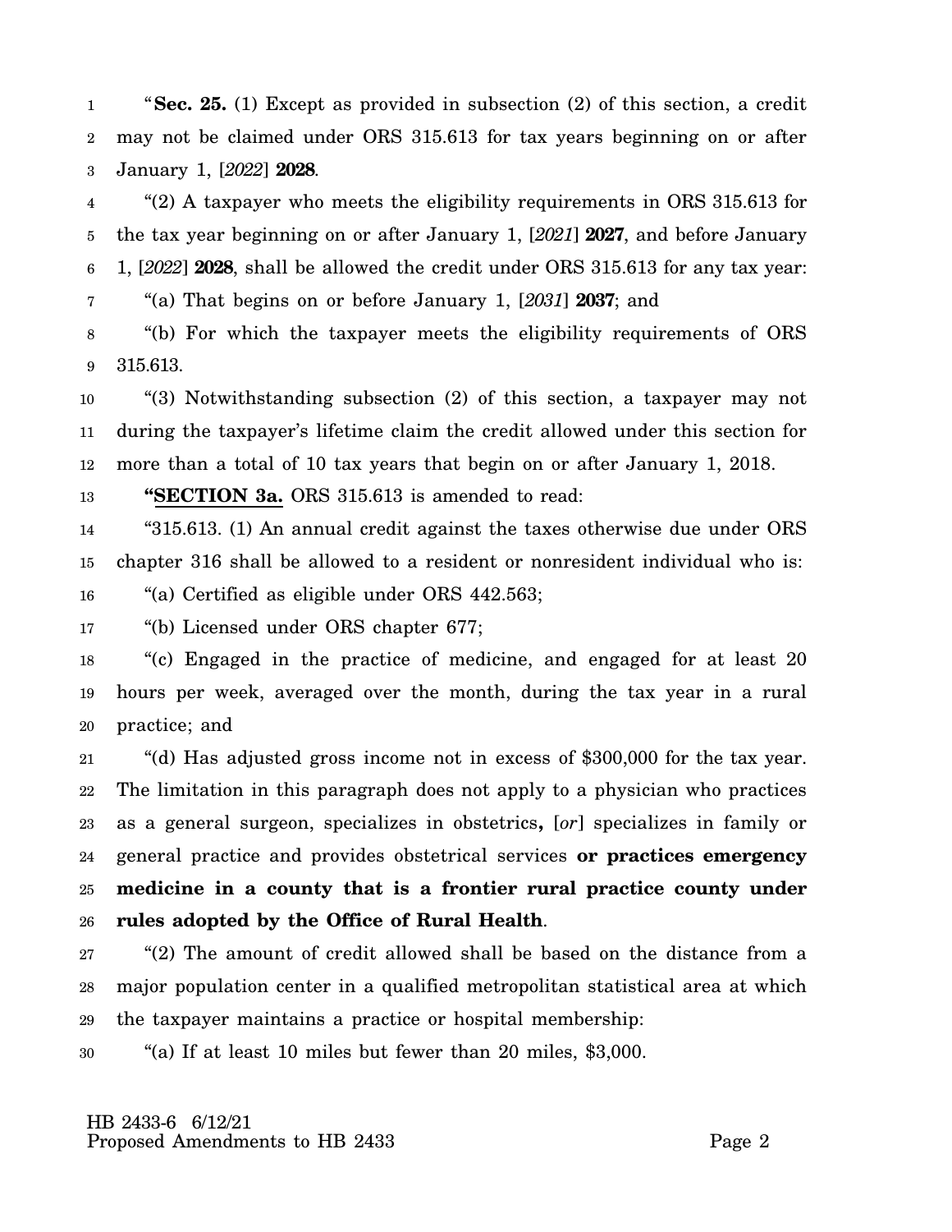“**Sec. 25.** (1) Except as provided in subsection (2) of this section, a credit may not be claimed under ORS 315.613 for tax years beginning on or after January 1, [*2022*] **2028**.

“(2) A taxpayer who meets the eligibility requirements in ORS 315.613 for the tax year beginning on or after January 1, [*2021*] **2027**, and before January 1, [*2022*] **2028**, shall be allowed the credit under ORS 315.613 for any tax year:

“(a) That begins on or before January 1, [*2031*] **2037**; and

“(b) For which the taxpayer meets the eligibility requirements of ORS 315.613.

“(3) Notwithstanding subsection (2) of this section, a taxpayer may not during the taxpayer’s lifetime claim the credit allowed under this section for more than a total of 10 tax years that begin on or after January 1, 2018.

**“SECTION 3a.** ORS 315.613 is amended to read:

“315.613. (1) An annual credit against the taxes otherwise due under ORS chapter 316 shall be allowed to a resident or nonresident individual who is:

“(a) Certified as eligible under ORS 442.563;

“(b) Licensed under ORS chapter 677;

“(c) Engaged in the practice of medicine, and engaged for at least 20 hours per week, averaged over the month, during the tax year in a rural practice; and

“(d) Has adjusted gross income not in excess of $300,000 for the tax year. The limitation in this paragraph does not apply to a physician who practices as a general surgeon, specializes in obstetrics**,** [*or*] specializes in family or general practice and provides obstetrical services **or practices emergency medicine in a county that is a frontier rural practice county under rules adopted by the Office of Rural Health**.

“(2) The amount of credit allowed shall be based on the distance from a major population center in a qualified metropolitan statistical area at which the taxpayer maintains a practice or hospital membership:

“(a) If at least 10 miles but fewer than 20 miles, $3,000.

HB 2433-6 6/12/21
Proposed Amendments to HB 2433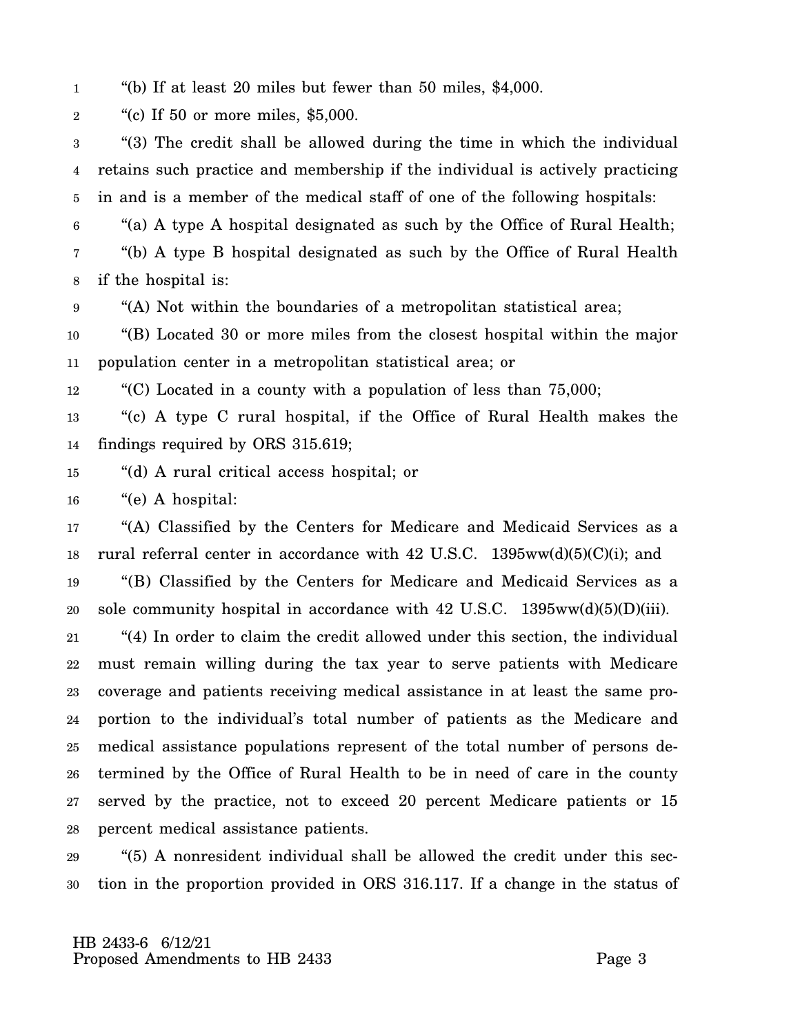"(b) If at least 20 miles but fewer than 50 miles, $4,000.

"(c) If 50 or more miles, $5,000.

"(3) The credit shall be allowed during the time in which the individual retains such practice and membership if the individual is actively practicing in and is a member of the medical staff of one of the following hospitals:

"(a) A type A hospital designated as such by the Office of Rural Health;

"(b) A type B hospital designated as such by the Office of Rural Health if the hospital is:

"(A) Not within the boundaries of a metropolitan statistical area;

"(B) Located 30 or more miles from the closest hospital within the major population center in a metropolitan statistical area; or

"(C) Located in a county with a population of less than 75,000;

"(c) A type C rural hospital, if the Office of Rural Health makes the findings required by ORS 315.619;

"(d) A rural critical access hospital; or

"(e) A hospital:

"(A) Classified by the Centers for Medicare and Medicaid Services as a rural referral center in accordance with 42 U.S.C. 1395ww(d)(5)(C)(i); and

"(B) Classified by the Centers for Medicare and Medicaid Services as a sole community hospital in accordance with 42 U.S.C. 1395ww(d)(5)(D)(iii).

"(4) In order to claim the credit allowed under this section, the individual must remain willing during the tax year to serve patients with Medicare coverage and patients receiving medical assistance in at least the same proportion to the individual's total number of patients as the Medicare and medical assistance populations represent of the total number of persons determined by the Office of Rural Health to be in need of care in the county served by the practice, not to exceed 20 percent Medicare patients or 15 percent medical assistance patients.

"(5) A nonresident individual shall be allowed the credit under this section in the proportion provided in ORS 316.117. If a change in the status of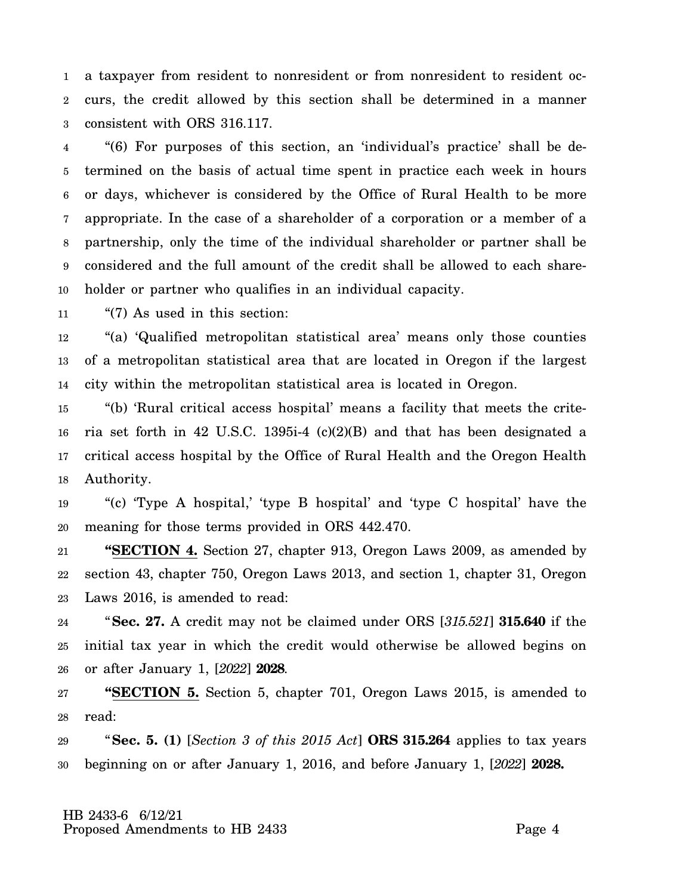a taxpayer from resident to nonresident or from nonresident to resident occurs, the credit allowed by this section shall be determined in a manner consistent with ORS 316.117.

"(6) For purposes of this section, an 'individual's practice' shall be determined on the basis of actual time spent in practice each week in hours or days, whichever is considered by the Office of Rural Health to be more appropriate. In the case of a shareholder of a corporation or a member of a partnership, only the time of the individual shareholder or partner shall be considered and the full amount of the credit shall be allowed to each shareholder or partner who qualifies in an individual capacity.

"(7) As used in this section:

"(a) 'Qualified metropolitan statistical area' means only those counties of a metropolitan statistical area that are located in Oregon if the largest city within the metropolitan statistical area is located in Oregon.

"(b) 'Rural critical access hospital' means a facility that meets the criteria set forth in 42 U.S.C. 1395i-4 (c)(2)(B) and that has been designated a critical access hospital by the Office of Rural Health and the Oregon Health Authority.

"(c) 'Type A hospital,' 'type B hospital' and 'type C hospital' have the meaning for those terms provided in ORS 442.470.

**"SECTION 4.** Section 27, chapter 913, Oregon Laws 2009, as amended by section 43, chapter 750, Oregon Laws 2013, and section 1, chapter 31, Oregon Laws 2016, is amended to read:

"**Sec. 27.** A credit may not be claimed under ORS [*315.521*] **315.640** if the initial tax year in which the credit would otherwise be allowed begins on or after January 1, [*2022*] **2028**.

**"SECTION 5.** Section 5, chapter 701, Oregon Laws 2015, is amended to read:

"**Sec. 5. (1)** [*Section 3 of this 2015 Act*] **ORS 315.264** applies to tax years beginning on or after January 1, 2016, and before January 1, [*2022*] **2028.**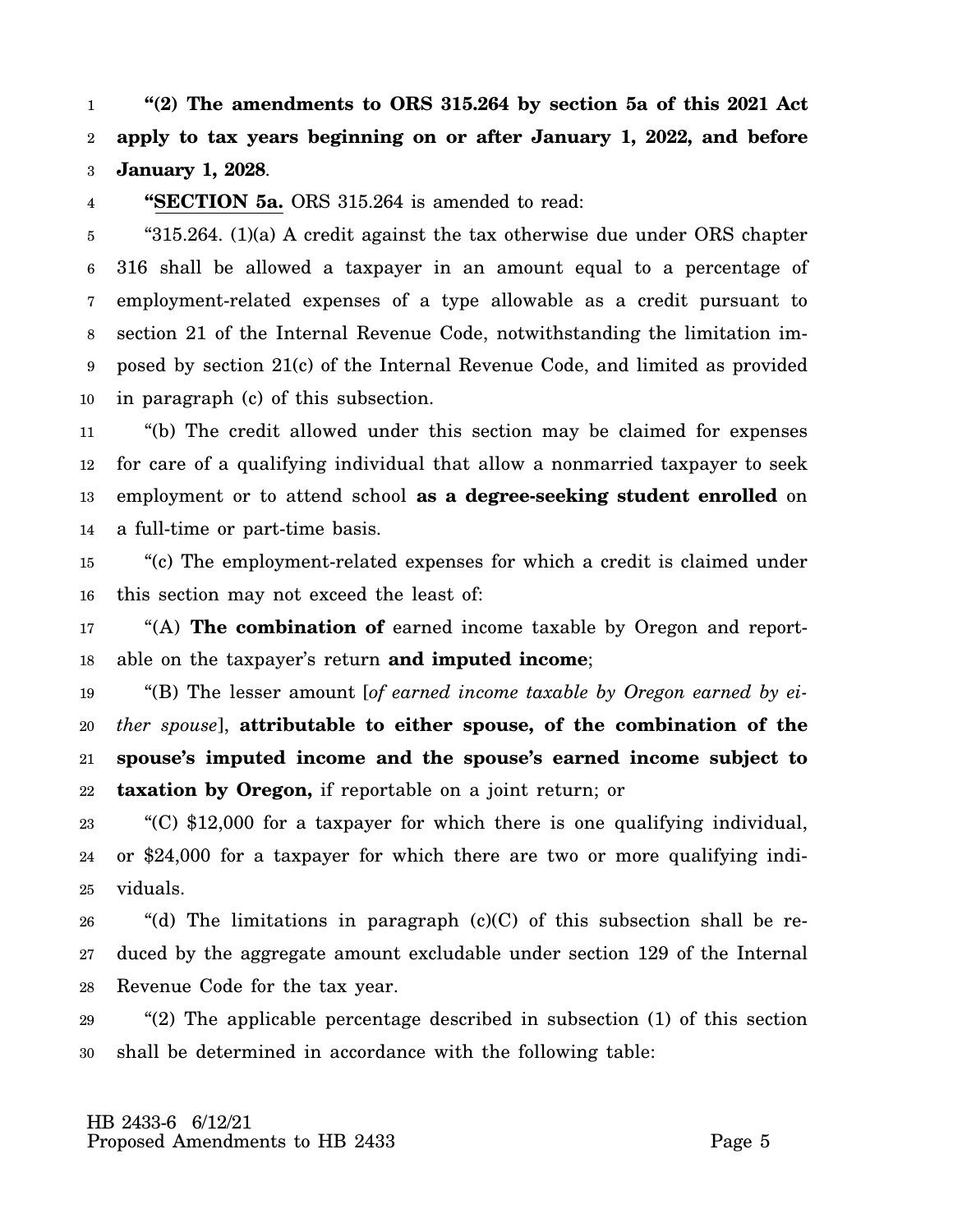**"(2) The amendments to ORS 315.264 by section 5a of this 2021 Act apply to tax years beginning on or after January 1, 2022, and before January 1, 2028**.

**"SECTION 5a.** ORS 315.264 is amended to read:

"315.264. (1)(a) A credit against the tax otherwise due under ORS chapter 316 shall be allowed a taxpayer in an amount equal to a percentage of employment-related expenses of a type allowable as a credit pursuant to section 21 of the Internal Revenue Code, notwithstanding the limitation imposed by section 21(c) of the Internal Revenue Code, and limited as provided in paragraph (c) of this subsection.

"(b) The credit allowed under this section may be claimed for expenses for care of a qualifying individual that allow a nonmarried taxpayer to seek employment or to attend school **as a degree-seeking student enrolled** on a full-time or part-time basis.

"(c) The employment-related expenses for which a credit is claimed under this section may not exceed the least of:

"(A) **The combination of** earned income taxable by Oregon and reportable on the taxpayer's return **and imputed income**;

"(B) The lesser amount [*of earned income taxable by Oregon earned by either spouse*], **attributable to either spouse, of the combination of the spouse's imputed income and the spouse's earned income subject to taxation by Oregon,** if reportable on a joint return; or

"(C) $12,000 for a taxpayer for which there is one qualifying individual, or $24,000 for a taxpayer for which there are two or more qualifying individuals.

"(d) The limitations in paragraph (c)(C) of this subsection shall be reduced by the aggregate amount excludable under section 129 of the Internal Revenue Code for the tax year.

"(2) The applicable percentage described in subsection (1) of this section shall be determined in accordance with the following table: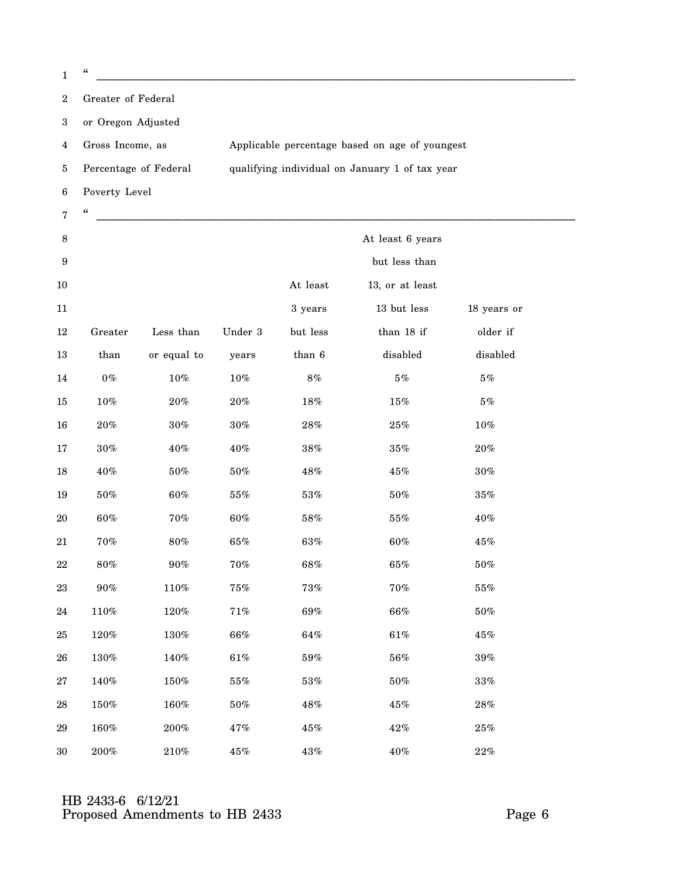| Greater of Federal or Oregon Adjusted Gross Income, as Percentage of Federal Poverty Level | | Applicable percentage based on age of youngest qualifying individual on January 1 of tax year | | | |
|---|---|---|---|---|---|
| Greater than | Less than or equal to | Under 3 years | At least 3 years but less than 6 | At least 6 years but less than 13, or at least 13 but less than 18 if disabled | 18 years or older if disabled |
| 0% | 10% | 10% | 8% | 5% | 5% |
| 10% | 20% | 20% | 18% | 15% | 5% |
| 20% | 30% | 30% | 28% | 25% | 10% |
| 30% | 40% | 40% | 38% | 35% | 20% |
| 40% | 50% | 50% | 48% | 45% | 30% |
| 50% | 60% | 55% | 53% | 50% | 35% |
| 60% | 70% | 60% | 58% | 55% | 40% |
| 70% | 80% | 65% | 63% | 60% | 45% |
| 80% | 90% | 70% | 68% | 65% | 50% |
| 90% | 110% | 75% | 73% | 70% | 55% |
| 110% | 120% | 71% | 69% | 66% | 50% |
| 120% | 130% | 66% | 64% | 61% | 45% |
| 130% | 140% | 61% | 59% | 56% | 39% |
| 140% | 150% | 55% | 53% | 50% | 33% |
| 150% | 160% | 50% | 48% | 45% | 28% |
| 160% | 200% | 47% | 45% | 42% | 25% |
| 200% | 210% | 45% | 43% | 40% | 22% |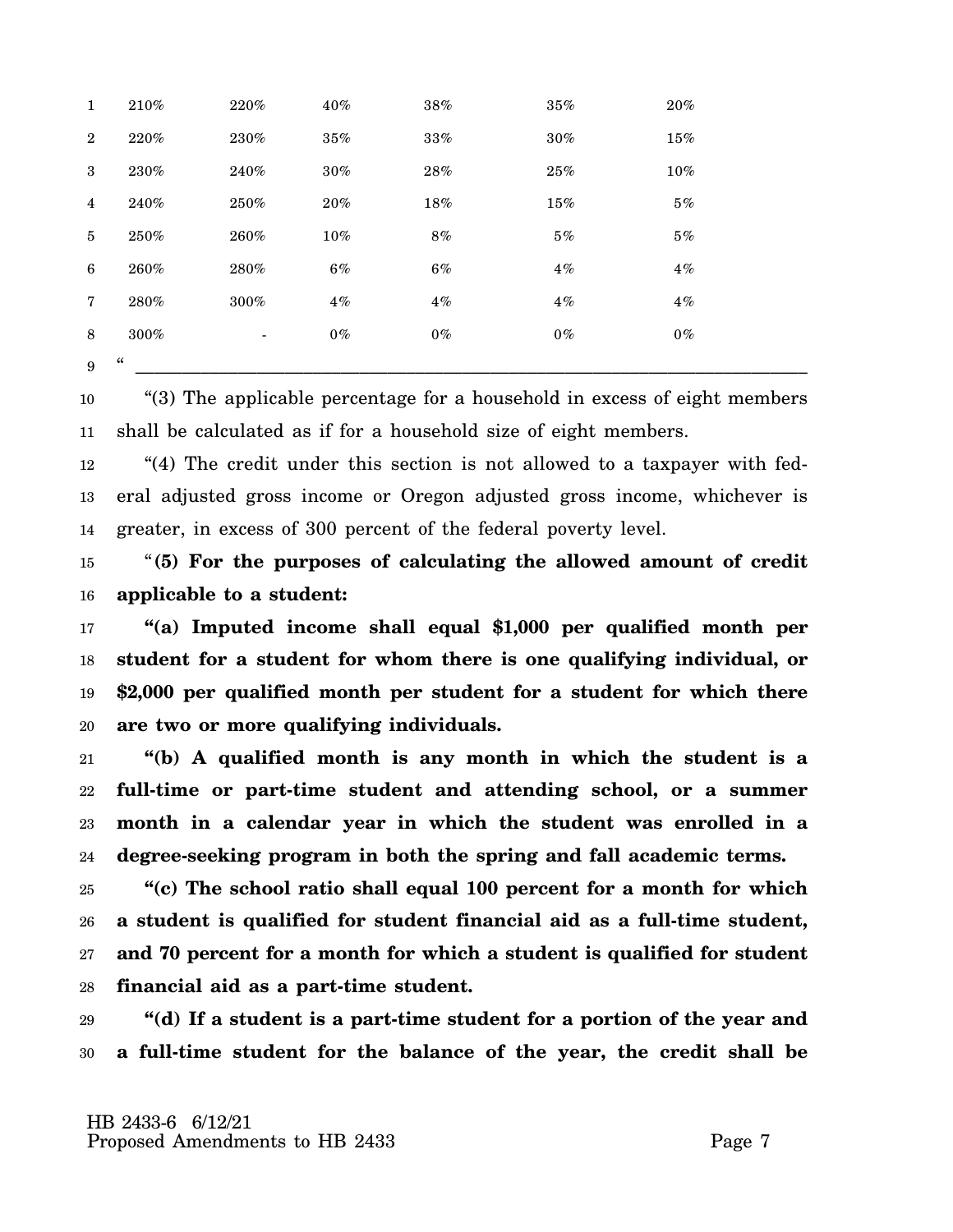| | | | | | |
|---|---|---|---|---|---|
| 210% | 220% | 40% | 38% | 35% | 20% |
| 220% | 230% | 35% | 33% | 30% | 15% |
| 230% | 240% | 30% | 28% | 25% | 10% |
| 240% | 250% | 20% | 18% | 15% | 5% |
| 250% | 260% | 10% | 8% | 5% | 5% |
| 260% | 280% | 6% | 6% | 4% | 4% |
| 280% | 300% | 4% | 4% | 4% | 4% |
| 300% | - | 0% | 0% | 0% | 0% |

"
_______________________________________________________________________________

"(3) The applicable percentage for a household in excess of eight members shall be calculated as if for a household size of eight members.

"(4) The credit under this section is not allowed to a taxpayer with federal adjusted gross income or Oregon adjusted gross income, whichever is greater, in excess of 300 percent of the federal poverty level.

"**(5) For the purposes of calculating the allowed amount of credit applicable to a student:**

**"(a) Imputed income shall equal $1,000 per qualified month per student for a student for whom there is one qualifying individual, or $2,000 per qualified month per student for a student for which there are two or more qualifying individuals.**

**"(b) A qualified month is any month in which the student is a full-time or part-time student and attending school, or a summer month in a calendar year in which the student was enrolled in a degree-seeking program in both the spring and fall academic terms.**

**"(c) The school ratio shall equal 100 percent for a month for which a student is qualified for student financial aid as a full-time student, and 70 percent for a month for which a student is qualified for student financial aid as a part-time student.**

**"(d) If a student is a part-time student for a portion of the year and a full-time student for the balance of the year, the credit shall be**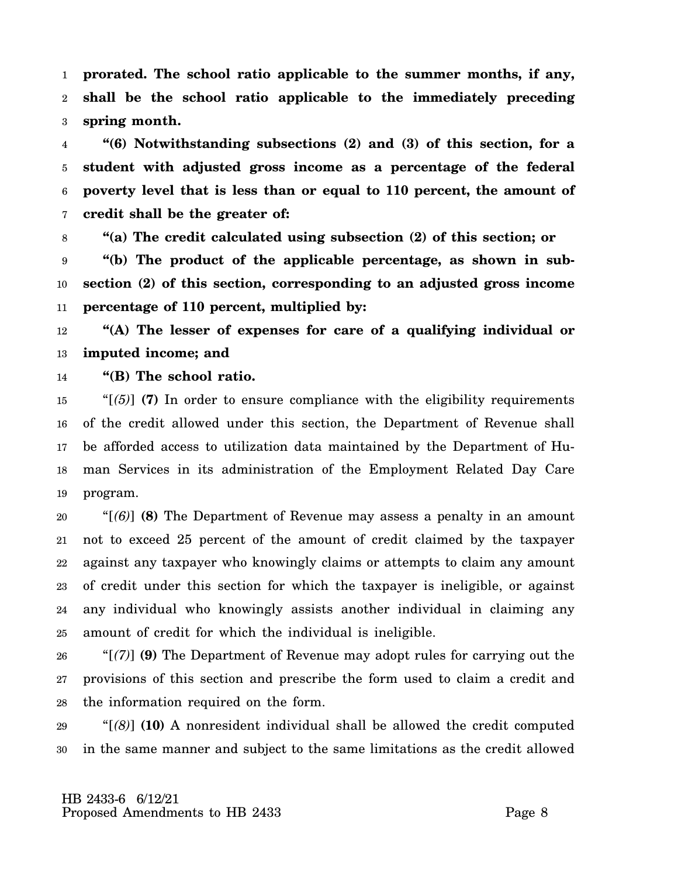**prorated. The school ratio applicable to the summer months, if any, shall be the school ratio applicable to the immediately preceding spring month.**

**"(6) Notwithstanding subsections (2) and (3) of this section, for a student with adjusted gross income as a percentage of the federal poverty level that is less than or equal to 110 percent, the amount of credit shall be the greater of:**

**"(a) The credit calculated using subsection (2) of this section; or**

**"(b) The product of the applicable percentage, as shown in subsection (2) of this section, corresponding to an adjusted gross income percentage of 110 percent, multiplied by:**

**"(A) The lesser of expenses for care of a qualifying individual or imputed income; and**

**"(B) The school ratio.**

"[*(5)*] **(7)** In order to ensure compliance with the eligibility requirements of the credit allowed under this section, the Department of Revenue shall be afforded access to utilization data maintained by the Department of Human Services in its administration of the Employment Related Day Care program.

"[*(6)*] **(8)** The Department of Revenue may assess a penalty in an amount not to exceed 25 percent of the amount of credit claimed by the taxpayer against any taxpayer who knowingly claims or attempts to claim any amount of credit under this section for which the taxpayer is ineligible, or against any individual who knowingly assists another individual in claiming any amount of credit for which the individual is ineligible.

"[*(7)*] **(9)** The Department of Revenue may adopt rules for carrying out the provisions of this section and prescribe the form used to claim a credit and the information required on the form.

"[*(8)*] **(10)** A nonresident individual shall be allowed the credit computed in the same manner and subject to the same limitations as the credit allowed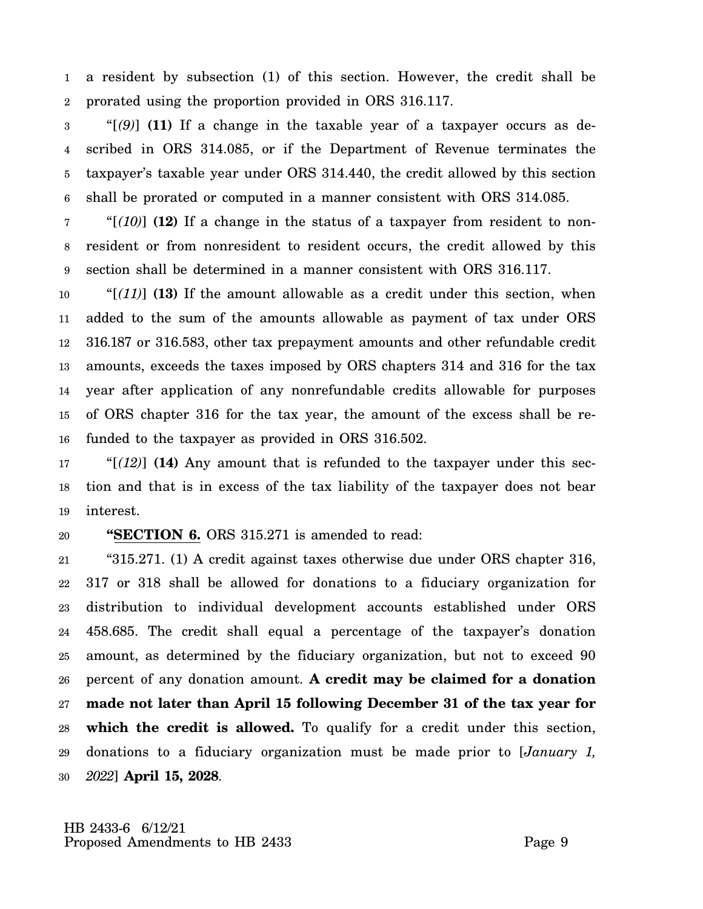a resident by subsection (1) of this section. However, the credit shall be prorated using the proportion provided in ORS 316.117.

"[*(9)*] **(11)** If a change in the taxable year of a taxpayer occurs as described in ORS 314.085, or if the Department of Revenue terminates the taxpayer's taxable year under ORS 314.440, the credit allowed by this section shall be prorated or computed in a manner consistent with ORS 314.085.

"[*(10)*] **(12)** If a change in the status of a taxpayer from resident to nonresident or from nonresident to resident occurs, the credit allowed by this section shall be determined in a manner consistent with ORS 316.117.

"[*(11)*] **(13)** If the amount allowable as a credit under this section, when added to the sum of the amounts allowable as payment of tax under ORS 316.187 or 316.583, other tax prepayment amounts and other refundable credit amounts, exceeds the taxes imposed by ORS chapters 314 and 316 for the tax year after application of any nonrefundable credits allowable for purposes of ORS chapter 316 for the tax year, the amount of the excess shall be refunded to the taxpayer as provided in ORS 316.502.

"[*(12)*] **(14)** Any amount that is refunded to the taxpayer under this section and that is in excess of the tax liability of the taxpayer does not bear interest.

**"SECTION 6.** ORS 315.271 is amended to read:

"315.271. (1) A credit against taxes otherwise due under ORS chapter 316, 317 or 318 shall be allowed for donations to a fiduciary organization for distribution to individual development accounts established under ORS 458.685. The credit shall equal a percentage of the taxpayer's donation amount, as determined by the fiduciary organization, but not to exceed 90 percent of any donation amount. **A credit may be claimed for a donation made not later than April 15 following December 31 of the tax year for which the credit is allowed.** To qualify for a credit under this section, donations to a fiduciary organization must be made prior to [*January 1, 2022*] **April 15, 2028**.

HB 2433-6 6/12/21
Proposed Amendments to HB 2433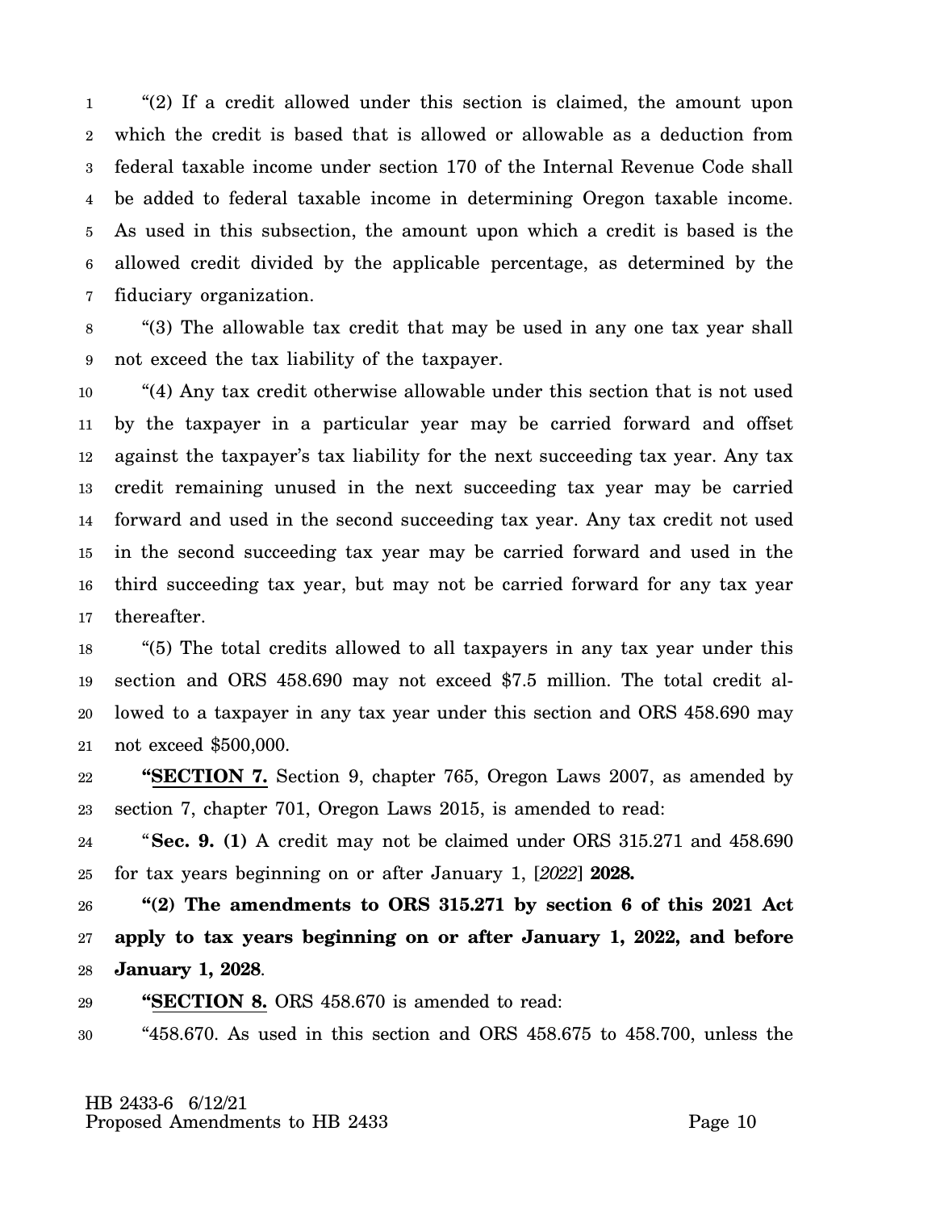"(2) If a credit allowed under this section is claimed, the amount upon which the credit is based that is allowed or allowable as a deduction from federal taxable income under section 170 of the Internal Revenue Code shall be added to federal taxable income in determining Oregon taxable income. As used in this subsection, the amount upon which a credit is based is the allowed credit divided by the applicable percentage, as determined by the fiduciary organization.

"(3) The allowable tax credit that may be used in any one tax year shall not exceed the tax liability of the taxpayer.

"(4) Any tax credit otherwise allowable under this section that is not used by the taxpayer in a particular year may be carried forward and offset against the taxpayer's tax liability for the next succeeding tax year. Any tax credit remaining unused in the next succeeding tax year may be carried forward and used in the second succeeding tax year. Any tax credit not used in the second succeeding tax year may be carried forward and used in the third succeeding tax year, but may not be carried forward for any tax year thereafter.

"(5) The total credits allowed to all taxpayers in any tax year under this section and ORS 458.690 may not exceed $7.5 million. The total credit allowed to a taxpayer in any tax year under this section and ORS 458.690 may not exceed $500,000.

**"SECTION 7.** Section 9, chapter 765, Oregon Laws 2007, as amended by section 7, chapter 701, Oregon Laws 2015, is amended to read:

"**Sec. 9. (1)** A credit may not be claimed under ORS 315.271 and 458.690 for tax years beginning on or after January 1, [*2022*] **2028.**

**"(2) The amendments to ORS 315.271 by section 6 of this 2021 Act apply to tax years beginning on or after January 1, 2022, and before January 1, 2028**.

**"SECTION 8.** ORS 458.670 is amended to read:

"458.670. As used in this section and ORS 458.675 to 458.700, unless the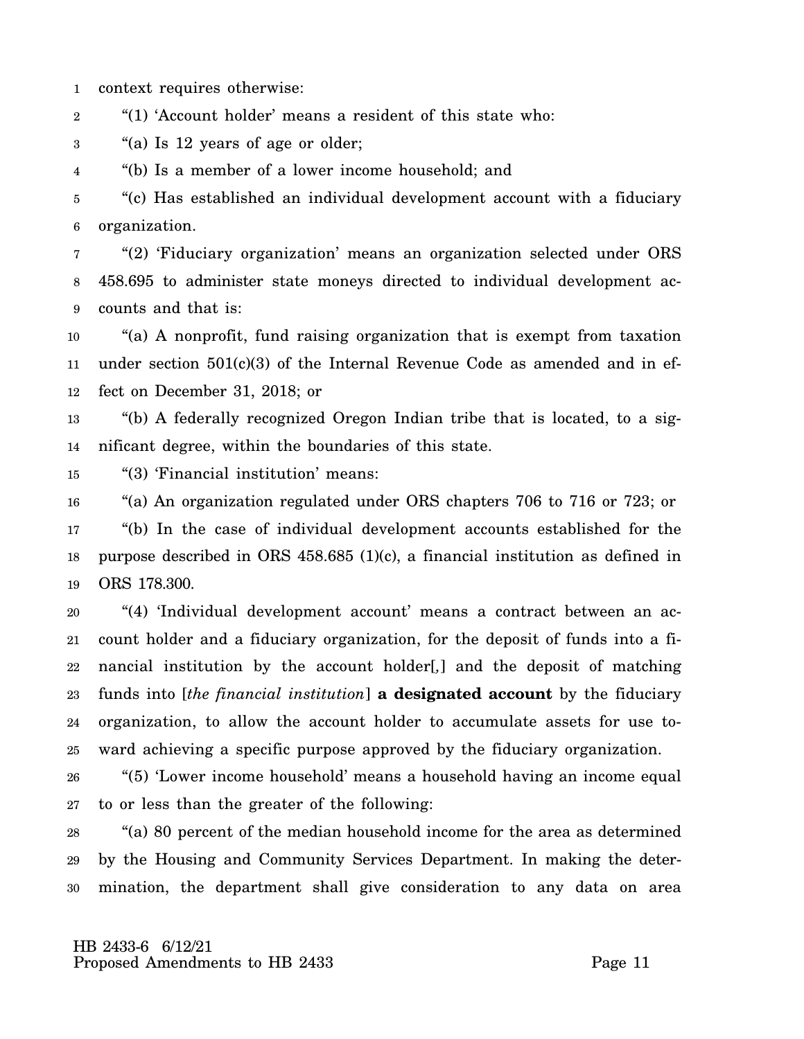context requires otherwise:

"(1) 'Account holder' means a resident of this state who:

"(a) Is 12 years of age or older;

"(b) Is a member of a lower income household; and

"(c) Has established an individual development account with a fiduciary organization.

"(2) 'Fiduciary organization' means an organization selected under ORS 458.695 to administer state moneys directed to individual development accounts and that is:

"(a) A nonprofit, fund raising organization that is exempt from taxation under section 501(c)(3) of the Internal Revenue Code as amended and in effect on December 31, 2018; or

"(b) A federally recognized Oregon Indian tribe that is located, to a significant degree, within the boundaries of this state.

"(3) 'Financial institution' means:

"(a) An organization regulated under ORS chapters 706 to 716 or 723; or

"(b) In the case of individual development accounts established for the purpose described in ORS 458.685 (1)(c), a financial institution as defined in ORS 178.300.

"(4) 'Individual development account' means a contract between an account holder and a fiduciary organization, for the deposit of funds into a financial institution by the account holder[,] and the deposit of matching funds into [*the financial institution*] **a designated account** by the fiduciary organization, to allow the account holder to accumulate assets for use toward achieving a specific purpose approved by the fiduciary organization.

"(5) 'Lower income household' means a household having an income equal to or less than the greater of the following:

"(a) 80 percent of the median household income for the area as determined by the Housing and Community Services Department. In making the determination, the department shall give consideration to any data on area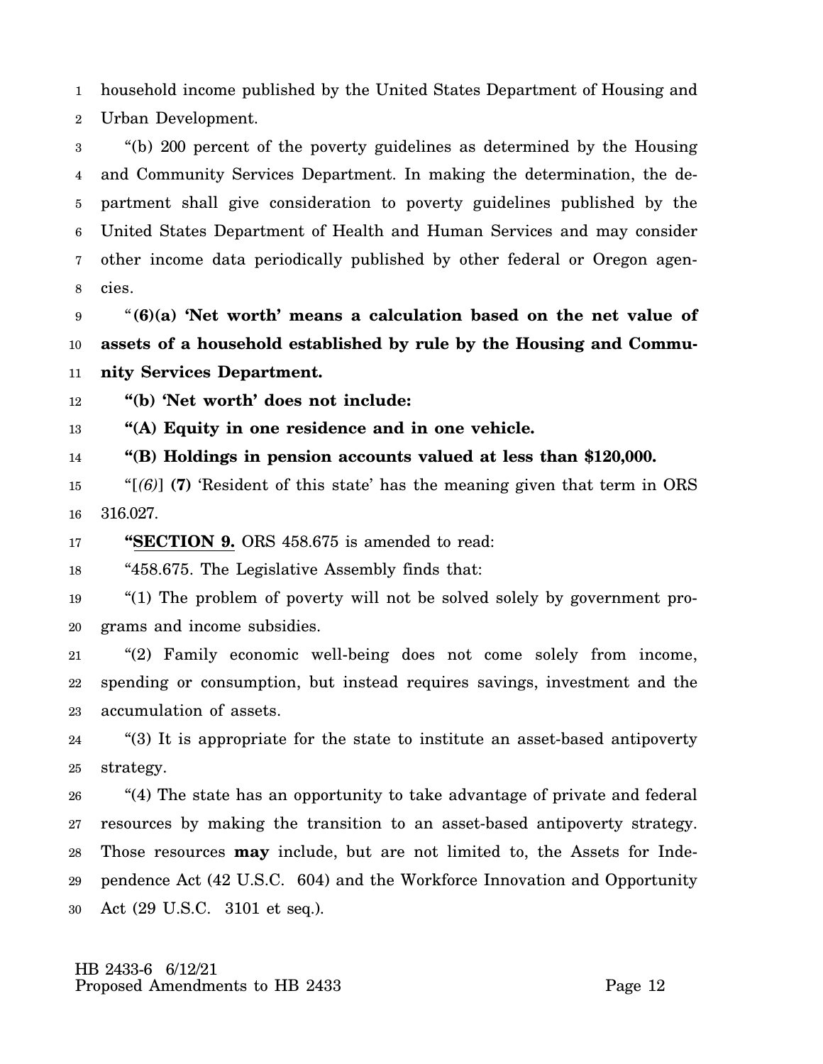household income published by the United States Department of Housing and Urban Development.

"(b) 200 percent of the poverty guidelines as determined by the Housing and Community Services Department. In making the determination, the department shall give consideration to poverty guidelines published by the United States Department of Health and Human Services and may consider other income data periodically published by other federal or Oregon agencies.

"**(6)(a) 'Net worth' means a calculation based on the net value of assets of a household established by rule by the Housing and Community Services Department.**

**"(b) 'Net worth' does not include:**

**"(A) Equity in one residence and in one vehicle.**

**"(B) Holdings in pension accounts valued at less than $120,000.**

"[*(6)*] **(7)** 'Resident of this state' has the meaning given that term in ORS 316.027.

**"SECTION 9.** ORS 458.675 is amended to read:

"458.675. The Legislative Assembly finds that:

"(1) The problem of poverty will not be solved solely by government programs and income subsidies.

"(2) Family economic well-being does not come solely from income, spending or consumption, but instead requires savings, investment and the accumulation of assets.

"(3) It is appropriate for the state to institute an asset-based antipoverty strategy.

"(4) The state has an opportunity to take advantage of private and federal resources by making the transition to an asset-based antipoverty strategy. Those resources **may** include, but are not limited to, the Assets for Independence Act (42 U.S.C. 604) and the Workforce Innovation and Opportunity Act (29 U.S.C. 3101 et seq.).

HB 2433-6 6/12/21
Proposed Amendments to HB 2433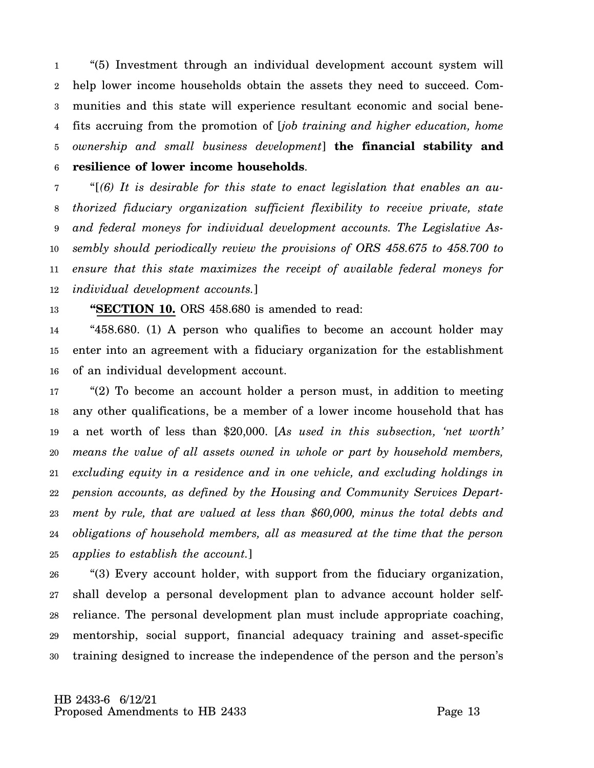"(5) Investment through an individual development account system will help lower income households obtain the assets they need to succeed. Communities and this state will experience resultant economic and social benefits accruing from the promotion of [*job training and higher education, home ownership and small business development*] **the financial stability and resilience of lower income households**.

"[*(6) It is desirable for this state to enact legislation that enables an authorized fiduciary organization sufficient flexibility to receive private, state and federal moneys for individual development accounts. The Legislative Assembly should periodically review the provisions of ORS 458.675 to 458.700 to ensure that this state maximizes the receipt of available federal moneys for individual development accounts.*]

**"SECTION 10.** ORS 458.680 is amended to read:

"458.680. (1) A person who qualifies to become an account holder may enter into an agreement with a fiduciary organization for the establishment of an individual development account.

"(2) To become an account holder a person must, in addition to meeting any other qualifications, be a member of a lower income household that has a net worth of less than $20,000. [*As used in this subsection, 'net worth' means the value of all assets owned in whole or part by household members, excluding equity in a residence and in one vehicle, and excluding holdings in pension accounts, as defined by the Housing and Community Services Department by rule, that are valued at less than $60,000, minus the total debts and obligations of household members, all as measured at the time that the person applies to establish the account.*]

"(3) Every account holder, with support from the fiduciary organization, shall develop a personal development plan to advance account holder self-reliance. The personal development plan must include appropriate coaching, mentorship, social support, financial adequacy training and asset-specific training designed to increase the independence of the person and the person's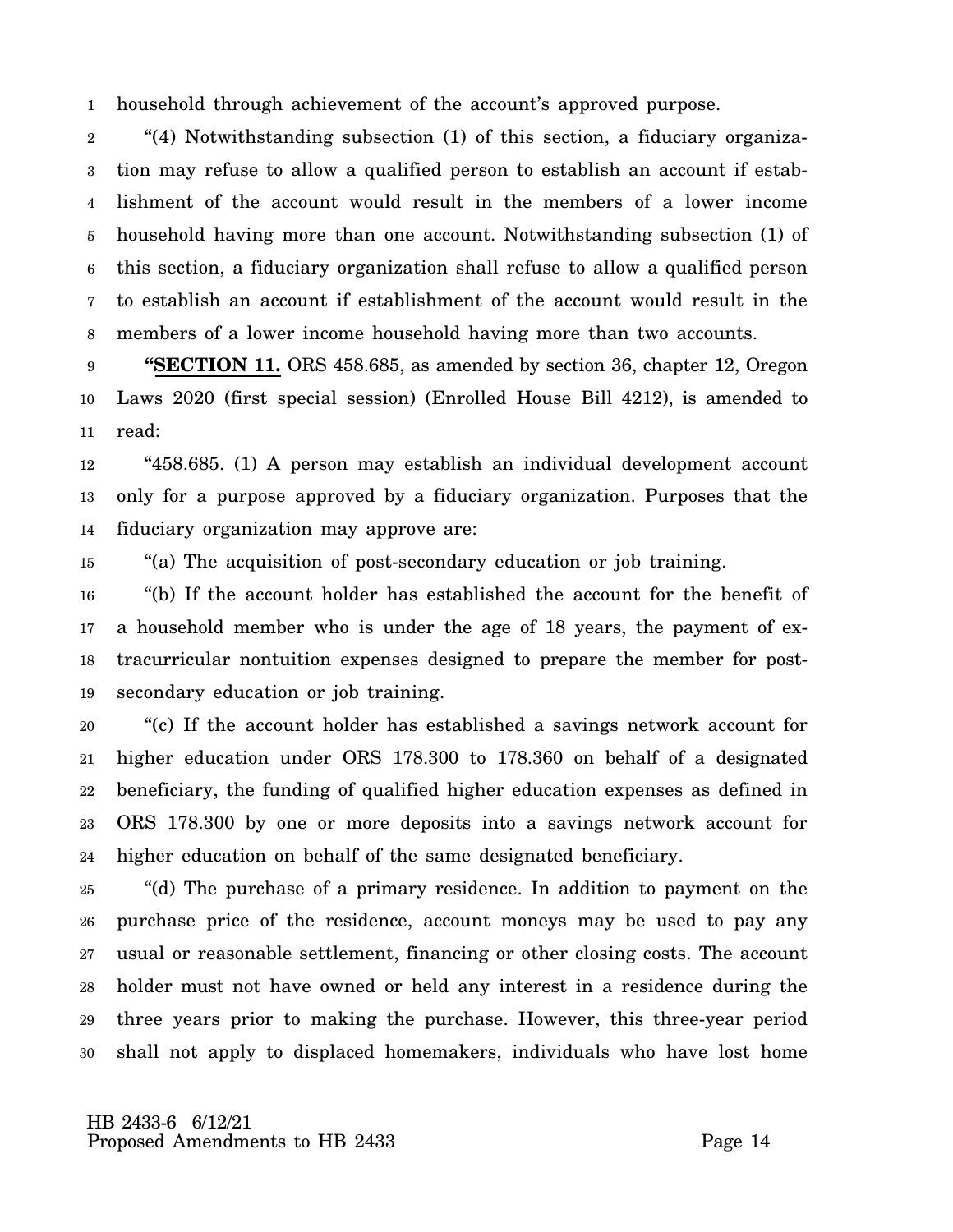household through achievement of the account's approved purpose.

"(4) Notwithstanding subsection (1) of this section, a fiduciary organization may refuse to allow a qualified person to establish an account if establishment of the account would result in the members of a lower income household having more than one account. Notwithstanding subsection (1) of this section, a fiduciary organization shall refuse to allow a qualified person to establish an account if establishment of the account would result in the members of a lower income household having more than two accounts.

"**SECTION 11.** ORS 458.685, as amended by section 36, chapter 12, Oregon Laws 2020 (first special session) (Enrolled House Bill 4212), is amended to read:

"458.685. (1) A person may establish an individual development account only for a purpose approved by a fiduciary organization. Purposes that the fiduciary organization may approve are:

"(a) The acquisition of post-secondary education or job training.

"(b) If the account holder has established the account for the benefit of a household member who is under the age of 18 years, the payment of extracurricular nontuition expenses designed to prepare the member for post-secondary education or job training.

"(c) If the account holder has established a savings network account for higher education under ORS 178.300 to 178.360 on behalf of a designated beneficiary, the funding of qualified higher education expenses as defined in ORS 178.300 by one or more deposits into a savings network account for higher education on behalf of the same designated beneficiary.

"(d) The purchase of a primary residence. In addition to payment on the purchase price of the residence, account moneys may be used to pay any usual or reasonable settlement, financing or other closing costs. The account holder must not have owned or held any interest in a residence during the three years prior to making the purchase. However, this three-year period shall not apply to displaced homemakers, individuals who have lost home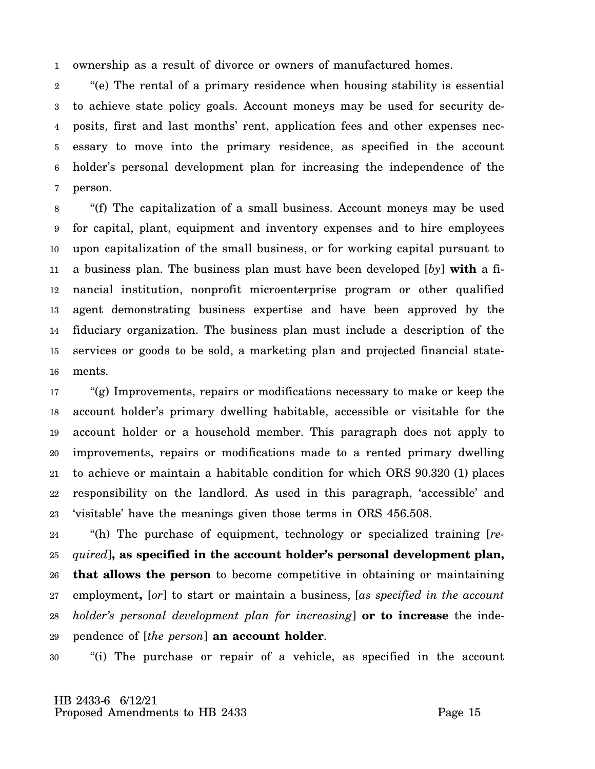ownership as a result of divorce or owners of manufactured homes.

"(e) The rental of a primary residence when housing stability is essential to achieve state policy goals. Account moneys may be used for security deposits, first and last months' rent, application fees and other expenses necessary to move into the primary residence, as specified in the account holder's personal development plan for increasing the independence of the person.

"(f) The capitalization of a small business. Account moneys may be used for capital, plant, equipment and inventory expenses and to hire employees upon capitalization of the small business, or for working capital pursuant to a business plan. The business plan must have been developed [*by*] **with** a financial institution, nonprofit microenterprise program or other qualified agent demonstrating business expertise and have been approved by the fiduciary organization. The business plan must include a description of the services or goods to be sold, a marketing plan and projected financial statements.

"(g) Improvements, repairs or modifications necessary to make or keep the account holder's primary dwelling habitable, accessible or visitable for the account holder or a household member. This paragraph does not apply to improvements, repairs or modifications made to a rented primary dwelling to achieve or maintain a habitable condition for which ORS 90.320 (1) places responsibility on the landlord. As used in this paragraph, 'accessible' and 'visitable' have the meanings given those terms in ORS 456.508.

"(h) The purchase of equipment, technology or specialized training [*required*]**, as specified in the account holder's personal development plan, that allows the person** to become competitive in obtaining or maintaining employment**,** [*or*] to start or maintain a business, [*as specified in the account holder's personal development plan for increasing*] **or to increase** the independence of [*the person*] **an account holder**.

"(i) The purchase or repair of a vehicle, as specified in the account

HB 2433-6 6/12/21
Proposed Amendments to HB 2433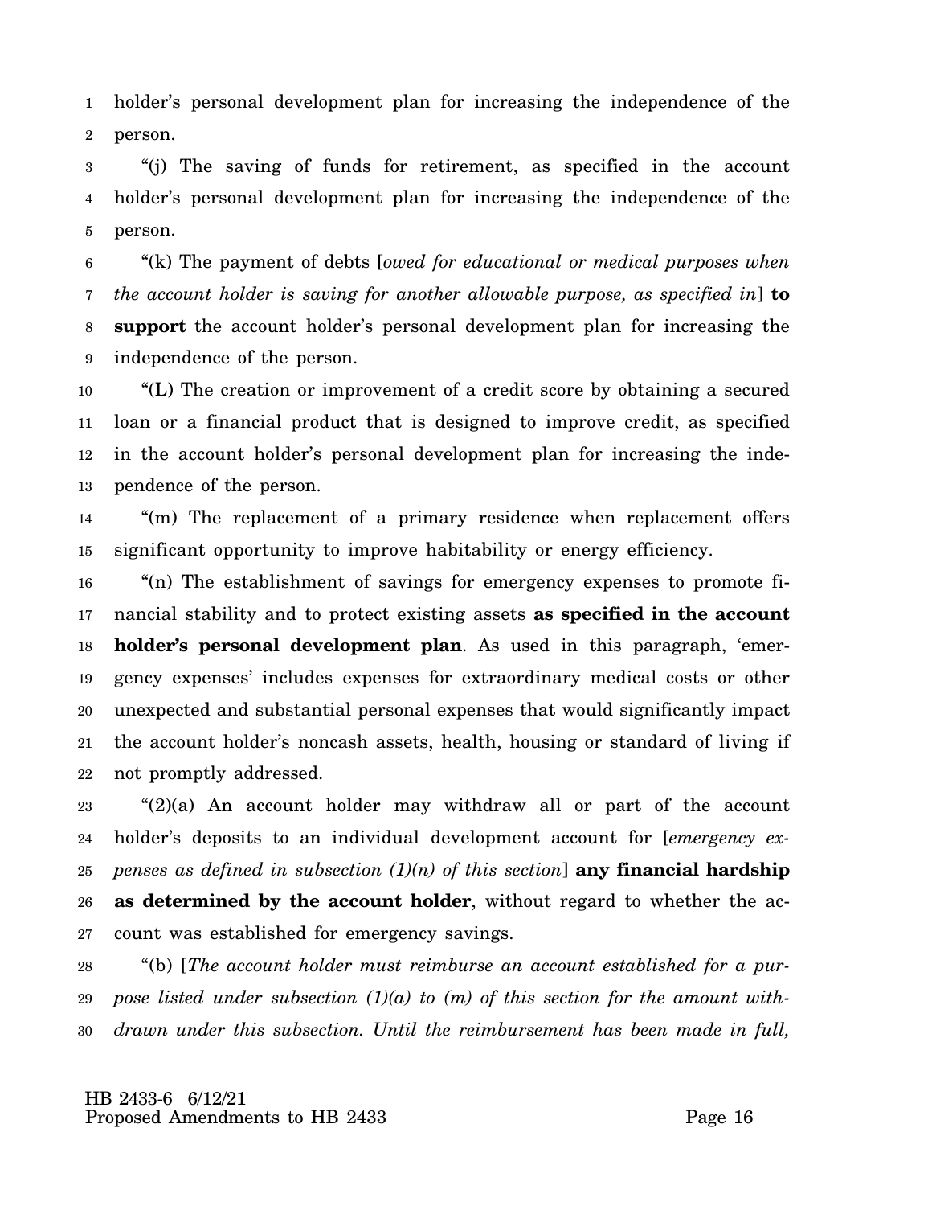holder's personal development plan for increasing the independence of the person.

"(j) The saving of funds for retirement, as specified in the account holder's personal development plan for increasing the independence of the person.

"(k) The payment of debts [*owed for educational or medical purposes when the account holder is saving for another allowable purpose, as specified in*] **to support** the account holder's personal development plan for increasing the independence of the person.

"(L) The creation or improvement of a credit score by obtaining a secured loan or a financial product that is designed to improve credit, as specified in the account holder's personal development plan for increasing the independence of the person.

"(m) The replacement of a primary residence when replacement offers significant opportunity to improve habitability or energy efficiency.

"(n) The establishment of savings for emergency expenses to promote financial stability and to protect existing assets **as specified in the account holder's personal development plan**. As used in this paragraph, 'emergency expenses' includes expenses for extraordinary medical costs or other unexpected and substantial personal expenses that would significantly impact the account holder's noncash assets, health, housing or standard of living if not promptly addressed.

"(2)(a) An account holder may withdraw all or part of the account holder's deposits to an individual development account for [*emergency expenses as defined in subsection (1)(n) of this section*] **any financial hardship as determined by the account holder**, without regard to whether the account was established for emergency savings.

"(b) [*The account holder must reimburse an account established for a purpose listed under subsection (1)(a) to (m) of this section for the amount withdrawn under this subsection. Until the reimbursement has been made in full,*

HB 2433-6 6/12/21
Proposed Amendments to HB 2433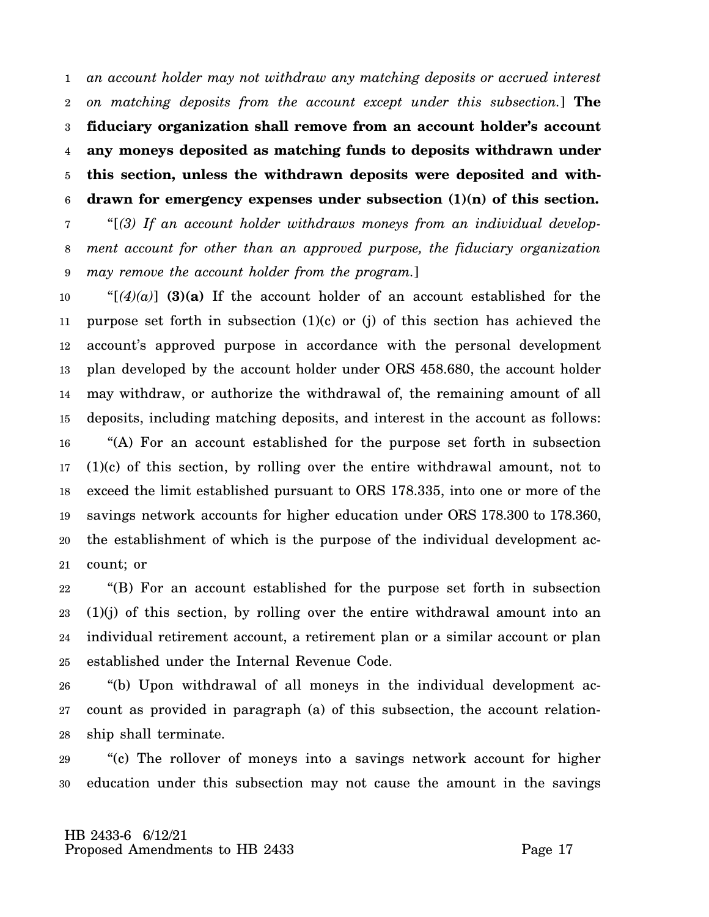*an account holder may not withdraw any matching deposits or accrued interest on matching deposits from the account except under this subsection.*] **The fiduciary organization shall remove from an account holder's account any moneys deposited as matching funds to deposits withdrawn under this section, unless the withdrawn deposits were deposited and withdrawn for emergency expenses under subsection (1)(n) of this section.**

"[*(3) If an account holder withdraws moneys from an individual development account for other than an approved purpose, the fiduciary organization may remove the account holder from the program.*]

"[*(4)(a)*] **(3)(a)** If the account holder of an account established for the purpose set forth in subsection (1)(c) or (j) of this section has achieved the account's approved purpose in accordance with the personal development plan developed by the account holder under ORS 458.680, the account holder may withdraw, or authorize the withdrawal of, the remaining amount of all deposits, including matching deposits, and interest in the account as follows:

"(A) For an account established for the purpose set forth in subsection (1)(c) of this section, by rolling over the entire withdrawal amount, not to exceed the limit established pursuant to ORS 178.335, into one or more of the savings network accounts for higher education under ORS 178.300 to 178.360, the establishment of which is the purpose of the individual development account; or

"(B) For an account established for the purpose set forth in subsection (1)(j) of this section, by rolling over the entire withdrawal amount into an individual retirement account, a retirement plan or a similar account or plan established under the Internal Revenue Code.

"(b) Upon withdrawal of all moneys in the individual development account as provided in paragraph (a) of this subsection, the account relationship shall terminate.

"(c) The rollover of moneys into a savings network account for higher education under this subsection may not cause the amount in the savings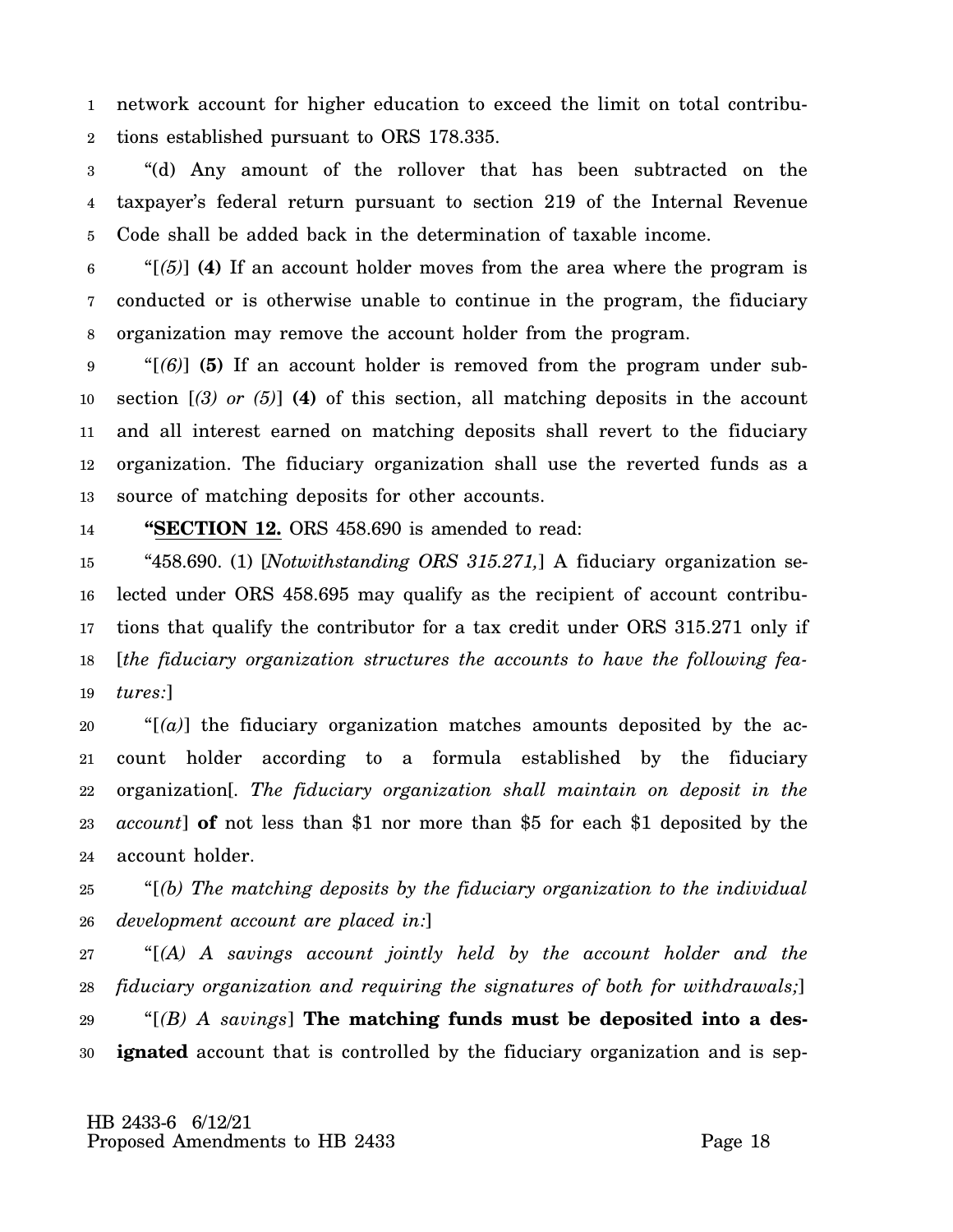network account for higher education to exceed the limit on total contributions established pursuant to ORS 178.335.

"(d) Any amount of the rollover that has been subtracted on the taxpayer's federal return pursuant to section 219 of the Internal Revenue Code shall be added back in the determination of taxable income.

"[*(5)*] **(4)** If an account holder moves from the area where the program is conducted or is otherwise unable to continue in the program, the fiduciary organization may remove the account holder from the program.

"[*(6)*] **(5)** If an account holder is removed from the program under subsection [*(3) or (5)*] **(4)** of this section, all matching deposits in the account and all interest earned on matching deposits shall revert to the fiduciary organization. The fiduciary organization shall use the reverted funds as a source of matching deposits for other accounts.

**"SECTION 12.** ORS 458.690 is amended to read:

"458.690. (1) [*Notwithstanding ORS 315.271,*] A fiduciary organization selected under ORS 458.695 may qualify as the recipient of account contributions that qualify the contributor for a tax credit under ORS 315.271 only if [*the fiduciary organization structures the accounts to have the following features:*]

"[*(a)*] the fiduciary organization matches amounts deposited by the account holder according to a formula established by the fiduciary organization[*. The fiduciary organization shall maintain on deposit in the account*] **of** not less than $1 nor more than $5 for each $1 deposited by the account holder.

"[*(b) The matching deposits by the fiduciary organization to the individual development account are placed in:*]

"[*(A) A savings account jointly held by the account holder and the fiduciary organization and requiring the signatures of both for withdrawals;*]

"[*(B) A savings*] **The matching funds must be deposited into a designated** account that is controlled by the fiduciary organization and is sep-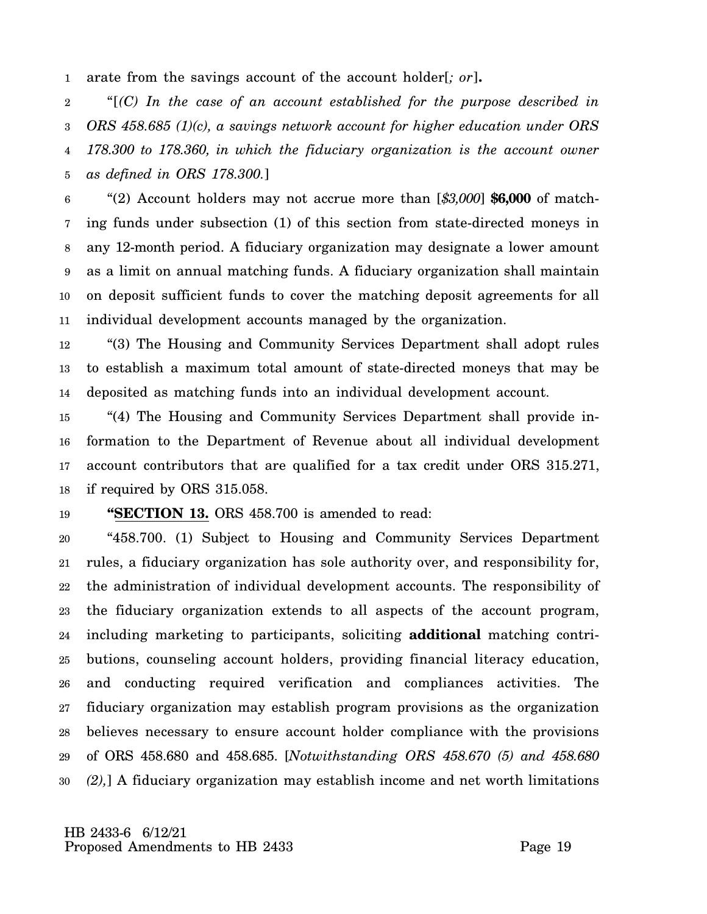arate from the savings account of the account holder[*; or*]**.**

"[*(C) In the case of an account established for the purpose described in ORS 458.685 (1)(c), a savings network account for higher education under ORS 178.300 to 178.360, in which the fiduciary organization is the account owner as defined in ORS 178.300.*]

"(2) Account holders may not accrue more than [*$3,000*] **$6,000** of matching funds under subsection (1) of this section from state-directed moneys in any 12-month period. A fiduciary organization may designate a lower amount as a limit on annual matching funds. A fiduciary organization shall maintain on deposit sufficient funds to cover the matching deposit agreements for all individual development accounts managed by the organization.

"(3) The Housing and Community Services Department shall adopt rules to establish a maximum total amount of state-directed moneys that may be deposited as matching funds into an individual development account.

"(4) The Housing and Community Services Department shall provide information to the Department of Revenue about all individual development account contributors that are qualified for a tax credit under ORS 315.271, if required by ORS 315.058.

"**SECTION 13.** ORS 458.700 is amended to read:

"458.700. (1) Subject to Housing and Community Services Department rules, a fiduciary organization has sole authority over, and responsibility for, the administration of individual development accounts. The responsibility of the fiduciary organization extends to all aspects of the account program, including marketing to participants, soliciting **additional** matching contributions, counseling account holders, providing financial literacy education, and conducting required verification and compliances activities. The fiduciary organization may establish program provisions as the organization believes necessary to ensure account holder compliance with the provisions of ORS 458.680 and 458.685. [*Notwithstanding ORS 458.670 (5) and 458.680 (2),*] A fiduciary organization may establish income and net worth limitations

HB 2433-6 6/12/21
Proposed Amendments to HB 2433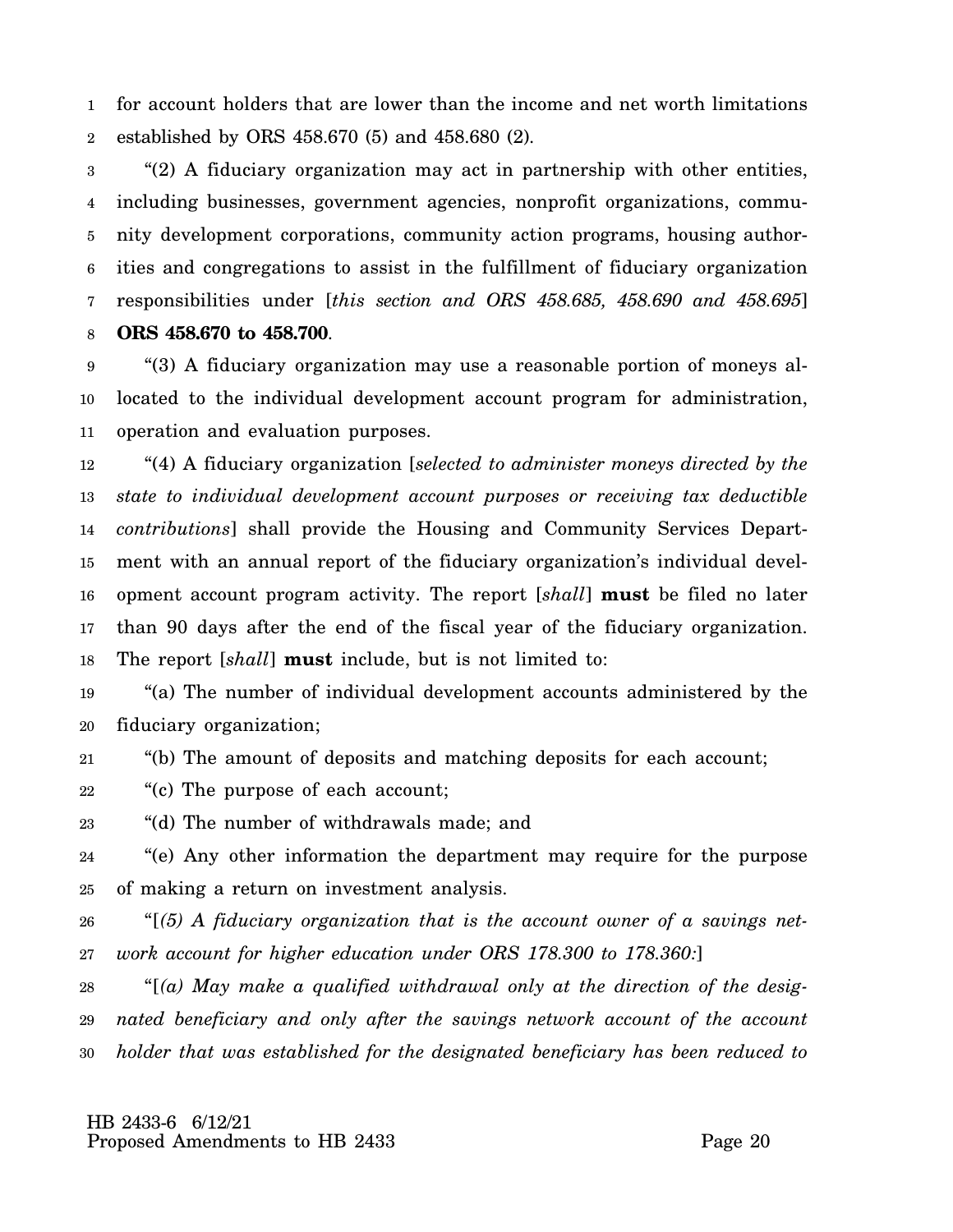for account holders that are lower than the income and net worth limitations established by ORS 458.670 (5) and 458.680 (2).

"(2) A fiduciary organization may act in partnership with other entities, including businesses, government agencies, nonprofit organizations, community development corporations, community action programs, housing authorities and congregations to assist in the fulfillment of fiduciary organization responsibilities under [*this section and ORS 458.685, 458.690 and 458.695*] **ORS 458.670 to 458.700**.

"(3) A fiduciary organization may use a reasonable portion of moneys allocated to the individual development account program for administration, operation and evaluation purposes.

"(4) A fiduciary organization [*selected to administer moneys directed by the state to individual development account purposes or receiving tax deductible contributions*] shall provide the Housing and Community Services Department with an annual report of the fiduciary organization's individual development account program activity. The report [*shall*] **must** be filed no later than 90 days after the end of the fiscal year of the fiduciary organization. The report [*shall*] **must** include, but is not limited to:

"(a) The number of individual development accounts administered by the fiduciary organization;

"(b) The amount of deposits and matching deposits for each account;

"(c) The purpose of each account;

"(d) The number of withdrawals made; and

"(e) Any other information the department may require for the purpose of making a return on investment analysis.

"[*(5) A fiduciary organization that is the account owner of a savings network account for higher education under ORS 178.300 to 178.360:*]

"[*(a) May make a qualified withdrawal only at the direction of the designated beneficiary and only after the savings network account of the account holder that was established for the designated beneficiary has been reduced to*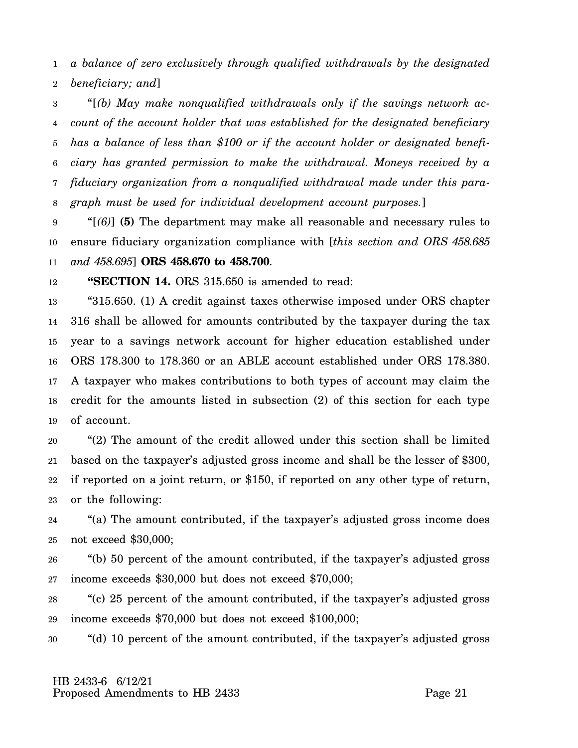*a balance of zero exclusively through qualified withdrawals by the designated beneficiary; and*]

"[*(b) May make nonqualified withdrawals only if the savings network account of the account holder that was established for the designated beneficiary has a balance of less than $100 or if the account holder or designated beneficiary has granted permission to make the withdrawal. Moneys received by a fiduciary organization from a nonqualified withdrawal made under this paragraph must be used for individual development account purposes.*]

"[*(6)*] **(5)** The department may make all reasonable and necessary rules to ensure fiduciary organization compliance with [*this section and ORS 458.685 and 458.695*] **ORS 458.670 to 458.700**.

**"SECTION 14.** ORS 315.650 is amended to read:

"315.650. (1) A credit against taxes otherwise imposed under ORS chapter 316 shall be allowed for amounts contributed by the taxpayer during the tax year to a savings network account for higher education established under ORS 178.300 to 178.360 or an ABLE account established under ORS 178.380. A taxpayer who makes contributions to both types of account may claim the credit for the amounts listed in subsection (2) of this section for each type of account.

"(2) The amount of the credit allowed under this section shall be limited based on the taxpayer's adjusted gross income and shall be the lesser of $300, if reported on a joint return, or $150, if reported on any other type of return, or the following:

"(a) The amount contributed, if the taxpayer's adjusted gross income does not exceed $30,000;

"(b) 50 percent of the amount contributed, if the taxpayer's adjusted gross income exceeds $30,000 but does not exceed $70,000;

"(c) 25 percent of the amount contributed, if the taxpayer's adjusted gross income exceeds $70,000 but does not exceed $100,000;

"(d) 10 percent of the amount contributed, if the taxpayer's adjusted gross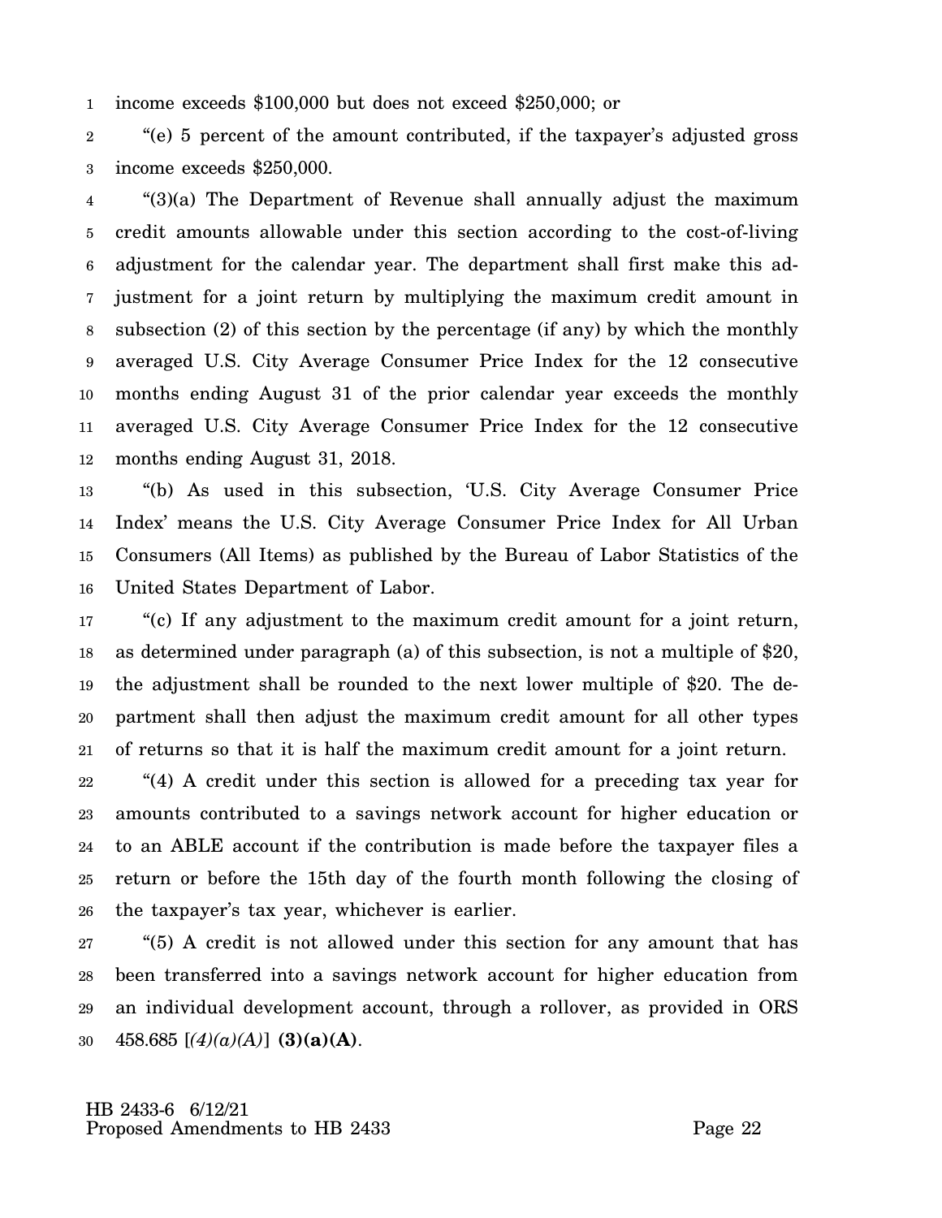income exceeds $100,000 but does not exceed $250,000; or

"(e) 5 percent of the amount contributed, if the taxpayer's adjusted gross income exceeds $250,000.

"(3)(a) The Department of Revenue shall annually adjust the maximum credit amounts allowable under this section according to the cost-of-living adjustment for the calendar year. The department shall first make this adjustment for a joint return by multiplying the maximum credit amount in subsection (2) of this section by the percentage (if any) by which the monthly averaged U.S. City Average Consumer Price Index for the 12 consecutive months ending August 31 of the prior calendar year exceeds the monthly averaged U.S. City Average Consumer Price Index for the 12 consecutive months ending August 31, 2018.

"(b) As used in this subsection, 'U.S. City Average Consumer Price Index' means the U.S. City Average Consumer Price Index for All Urban Consumers (All Items) as published by the Bureau of Labor Statistics of the United States Department of Labor.

"(c) If any adjustment to the maximum credit amount for a joint return, as determined under paragraph (a) of this subsection, is not a multiple of $20, the adjustment shall be rounded to the next lower multiple of $20. The department shall then adjust the maximum credit amount for all other types of returns so that it is half the maximum credit amount for a joint return.

"(4) A credit under this section is allowed for a preceding tax year for amounts contributed to a savings network account for higher education or to an ABLE account if the contribution is made before the taxpayer files a return or before the 15th day of the fourth month following the closing of the taxpayer's tax year, whichever is earlier.

"(5) A credit is not allowed under this section for any amount that has been transferred into a savings network account for higher education from an individual development account, through a rollover, as provided in ORS 458.685 [*(4)(a)(A)*] **(3)(a)(A)**.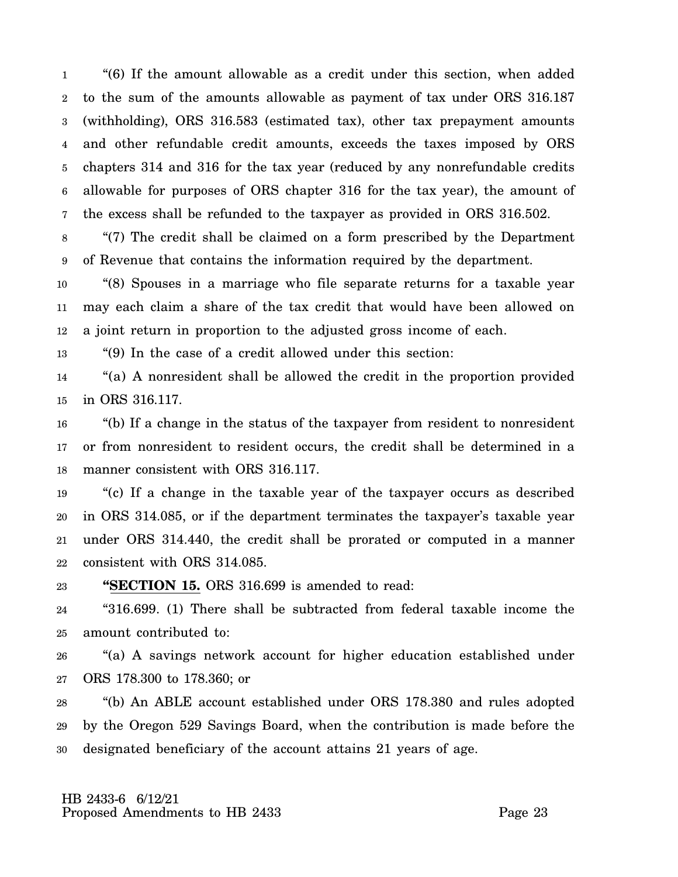"(6) If the amount allowable as a credit under this section, when added to the sum of the amounts allowable as payment of tax under ORS 316.187 (withholding), ORS 316.583 (estimated tax), other tax prepayment amounts and other refundable credit amounts, exceeds the taxes imposed by ORS chapters 314 and 316 for the tax year (reduced by any nonrefundable credits allowable for purposes of ORS chapter 316 for the tax year), the amount of the excess shall be refunded to the taxpayer as provided in ORS 316.502.

"(7) The credit shall be claimed on a form prescribed by the Department of Revenue that contains the information required by the department.

"(8) Spouses in a marriage who file separate returns for a taxable year may each claim a share of the tax credit that would have been allowed on a joint return in proportion to the adjusted gross income of each.

"(9) In the case of a credit allowed under this section:

"(a) A nonresident shall be allowed the credit in the proportion provided in ORS 316.117.

"(b) If a change in the status of the taxpayer from resident to nonresident or from nonresident to resident occurs, the credit shall be determined in a manner consistent with ORS 316.117.

"(c) If a change in the taxable year of the taxpayer occurs as described in ORS 314.085, or if the department terminates the taxpayer's taxable year under ORS 314.440, the credit shall be prorated or computed in a manner consistent with ORS 314.085.

**"SECTION 15.** ORS 316.699 is amended to read:

"316.699. (1) There shall be subtracted from federal taxable income the amount contributed to:

"(a) A savings network account for higher education established under ORS 178.300 to 178.360; or

"(b) An ABLE account established under ORS 178.380 and rules adopted by the Oregon 529 Savings Board, when the contribution is made before the designated beneficiary of the account attains 21 years of age.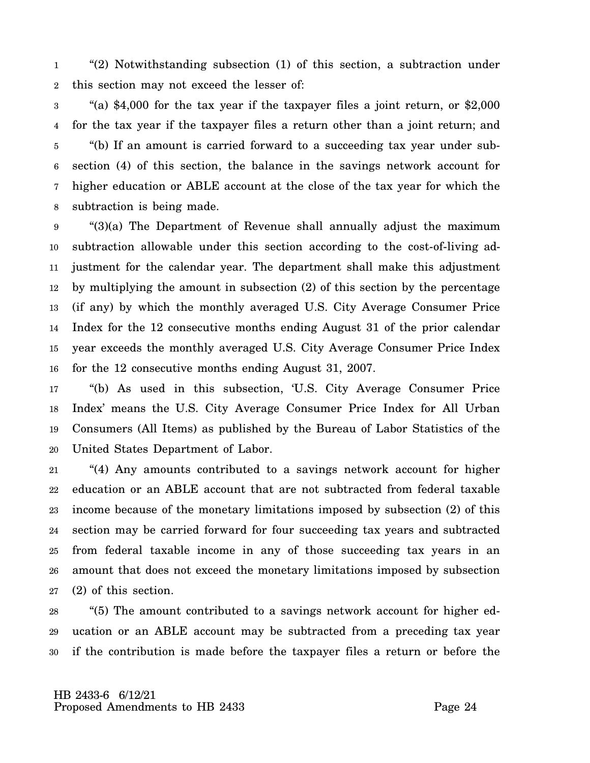"(2) Notwithstanding subsection (1) of this section, a subtraction under this section may not exceed the lesser of:

"(a) $4,000 for the tax year if the taxpayer files a joint return, or $2,000 for the tax year if the taxpayer files a return other than a joint return; and

"(b) If an amount is carried forward to a succeeding tax year under subsection (4) of this section, the balance in the savings network account for higher education or ABLE account at the close of the tax year for which the subtraction is being made.

"(3)(a) The Department of Revenue shall annually adjust the maximum subtraction allowable under this section according to the cost-of-living adjustment for the calendar year. The department shall make this adjustment by multiplying the amount in subsection (2) of this section by the percentage (if any) by which the monthly averaged U.S. City Average Consumer Price Index for the 12 consecutive months ending August 31 of the prior calendar year exceeds the monthly averaged U.S. City Average Consumer Price Index for the 12 consecutive months ending August 31, 2007.

"(b) As used in this subsection, 'U.S. City Average Consumer Price Index' means the U.S. City Average Consumer Price Index for All Urban Consumers (All Items) as published by the Bureau of Labor Statistics of the United States Department of Labor.

"(4) Any amounts contributed to a savings network account for higher education or an ABLE account that are not subtracted from federal taxable income because of the monetary limitations imposed by subsection (2) of this section may be carried forward for four succeeding tax years and subtracted from federal taxable income in any of those succeeding tax years in an amount that does not exceed the monetary limitations imposed by subsection (2) of this section.

"(5) The amount contributed to a savings network account for higher education or an ABLE account may be subtracted from a preceding tax year if the contribution is made before the taxpayer files a return or before the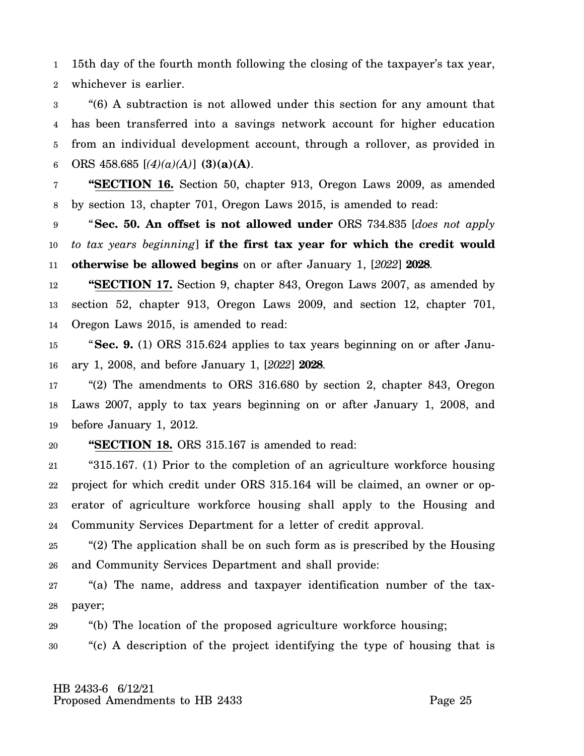15th day of the fourth month following the closing of the taxpayer's tax year, whichever is earlier.

"(6) A subtraction is not allowed under this section for any amount that has been transferred into a savings network account for higher education from an individual development account, through a rollover, as provided in ORS 458.685 [*(4)(a)(A)*] **(3)(a)(A)**.

"**SECTION 16.** Section 50, chapter 913, Oregon Laws 2009, as amended by section 13, chapter 701, Oregon Laws 2015, is amended to read:

"**Sec. 50. An offset is not allowed under** ORS 734.835 [*does not apply to tax years beginning*] **if the first tax year for which the credit would otherwise be allowed begins** on or after January 1, [*2022*] **2028**.

"**SECTION 17.** Section 9, chapter 843, Oregon Laws 2007, as amended by section 52, chapter 913, Oregon Laws 2009, and section 12, chapter 701, Oregon Laws 2015, is amended to read:

"**Sec. 9.** (1) ORS 315.624 applies to tax years beginning on or after January 1, 2008, and before January 1, [*2022*] **2028**.

"(2) The amendments to ORS 316.680 by section 2, chapter 843, Oregon Laws 2007, apply to tax years beginning on or after January 1, 2008, and before January 1, 2012.

"**SECTION 18.** ORS 315.167 is amended to read:

"315.167. (1) Prior to the completion of an agriculture workforce housing project for which credit under ORS 315.164 will be claimed, an owner or operator of agriculture workforce housing shall apply to the Housing and Community Services Department for a letter of credit approval.

"(2) The application shall be on such form as is prescribed by the Housing and Community Services Department and shall provide:

"(a) The name, address and taxpayer identification number of the taxpayer;

"(b) The location of the proposed agriculture workforce housing;

"(c) A description of the project identifying the type of housing that is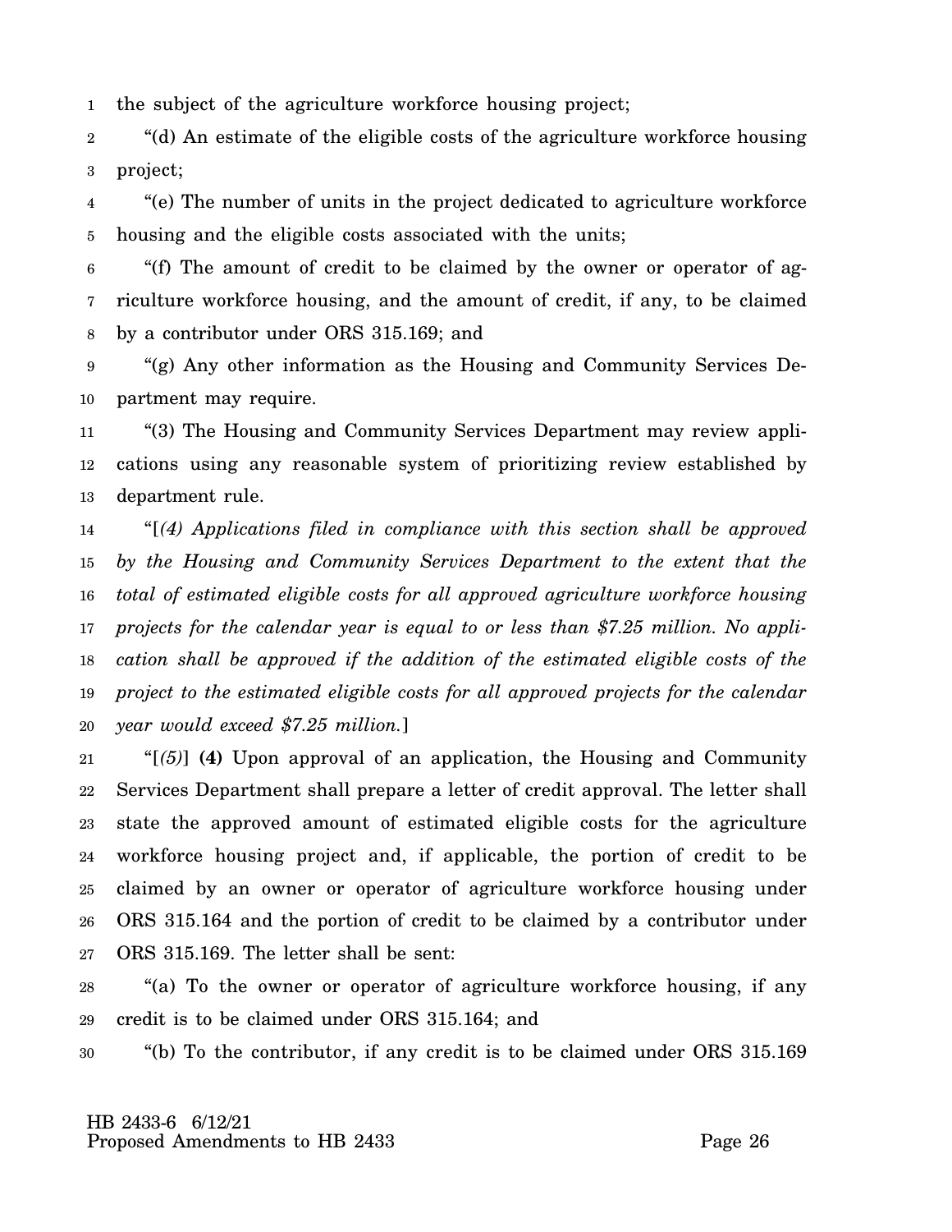the subject of the agriculture workforce housing project;

"(d) An estimate of the eligible costs of the agriculture workforce housing project;

"(e) The number of units in the project dedicated to agriculture workforce housing and the eligible costs associated with the units;

"(f) The amount of credit to be claimed by the owner or operator of agriculture workforce housing, and the amount of credit, if any, to be claimed by a contributor under ORS 315.169; and

"(g) Any other information as the Housing and Community Services Department may require.

"(3) The Housing and Community Services Department may review applications using any reasonable system of prioritizing review established by department rule.

"[*(4) Applications filed in compliance with this section shall be approved by the Housing and Community Services Department to the extent that the total of estimated eligible costs for all approved agriculture workforce housing projects for the calendar year is equal to or less than $7.25 million. No application shall be approved if the addition of the estimated eligible costs of the project to the estimated eligible costs for all approved projects for the calendar year would exceed $7.25 million.*]

"[*(5)*] **(4)** Upon approval of an application, the Housing and Community Services Department shall prepare a letter of credit approval. The letter shall state the approved amount of estimated eligible costs for the agriculture workforce housing project and, if applicable, the portion of credit to be claimed by an owner or operator of agriculture workforce housing under ORS 315.164 and the portion of credit to be claimed by a contributor under ORS 315.169. The letter shall be sent:

"(a) To the owner or operator of agriculture workforce housing, if any credit is to be claimed under ORS 315.164; and

"(b) To the contributor, if any credit is to be claimed under ORS 315.169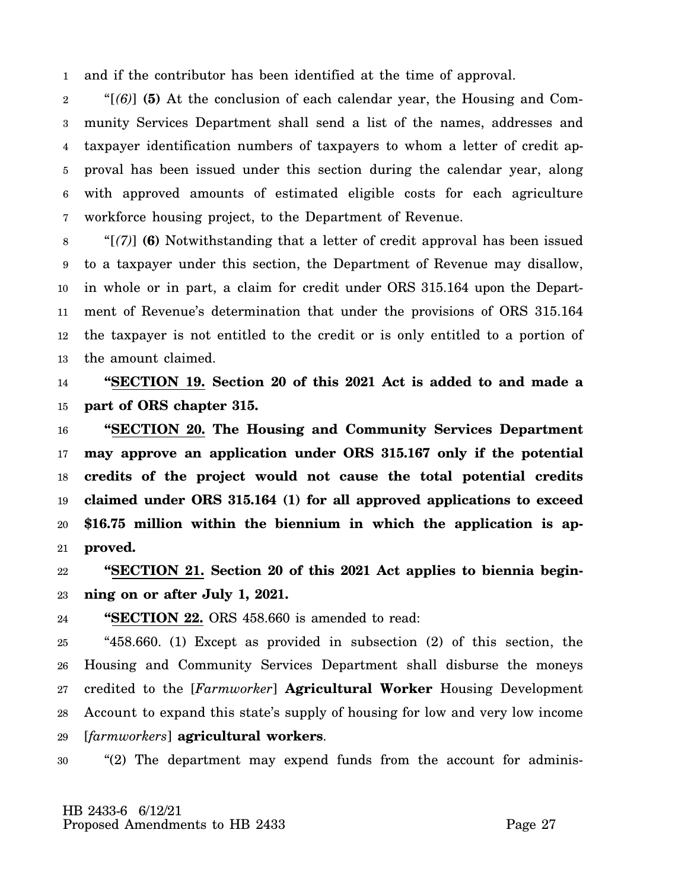and if the contributor has been identified at the time of approval.

"[*(6)*] **(5)** At the conclusion of each calendar year, the Housing and Community Services Department shall send a list of the names, addresses and taxpayer identification numbers of taxpayers to whom a letter of credit approval has been issued under this section during the calendar year, along with approved amounts of estimated eligible costs for each agriculture workforce housing project, to the Department of Revenue.

"[*(7)*] **(6)** Notwithstanding that a letter of credit approval has been issued to a taxpayer under this section, the Department of Revenue may disallow, in whole or in part, a claim for credit under ORS 315.164 upon the Department of Revenue's determination that under the provisions of ORS 315.164 the taxpayer is not entitled to the credit or is only entitled to a portion of the amount claimed.

**"SECTION 19. Section 20 of this 2021 Act is added to and made a part of ORS chapter 315.**

**"SECTION 20. The Housing and Community Services Department may approve an application under ORS 315.167 only if the potential credits of the project would not cause the total potential credits claimed under ORS 315.164 (1) for all approved applications to exceed $16.75 million within the biennium in which the application is approved.**

**"SECTION 21. Section 20 of this 2021 Act applies to biennia beginning on or after July 1, 2021.**

**"SECTION 22.** ORS 458.660 is amended to read:

"458.660. (1) Except as provided in subsection (2) of this section, the Housing and Community Services Department shall disburse the moneys credited to the [*Farmworker*] **Agricultural Worker** Housing Development Account to expand this state's supply of housing for low and very low income [*farmworkers*] **agricultural workers**.

"(2) The department may expend funds from the account for adminis-

HB 2433-6 6/12/21
Proposed Amendments to HB 2433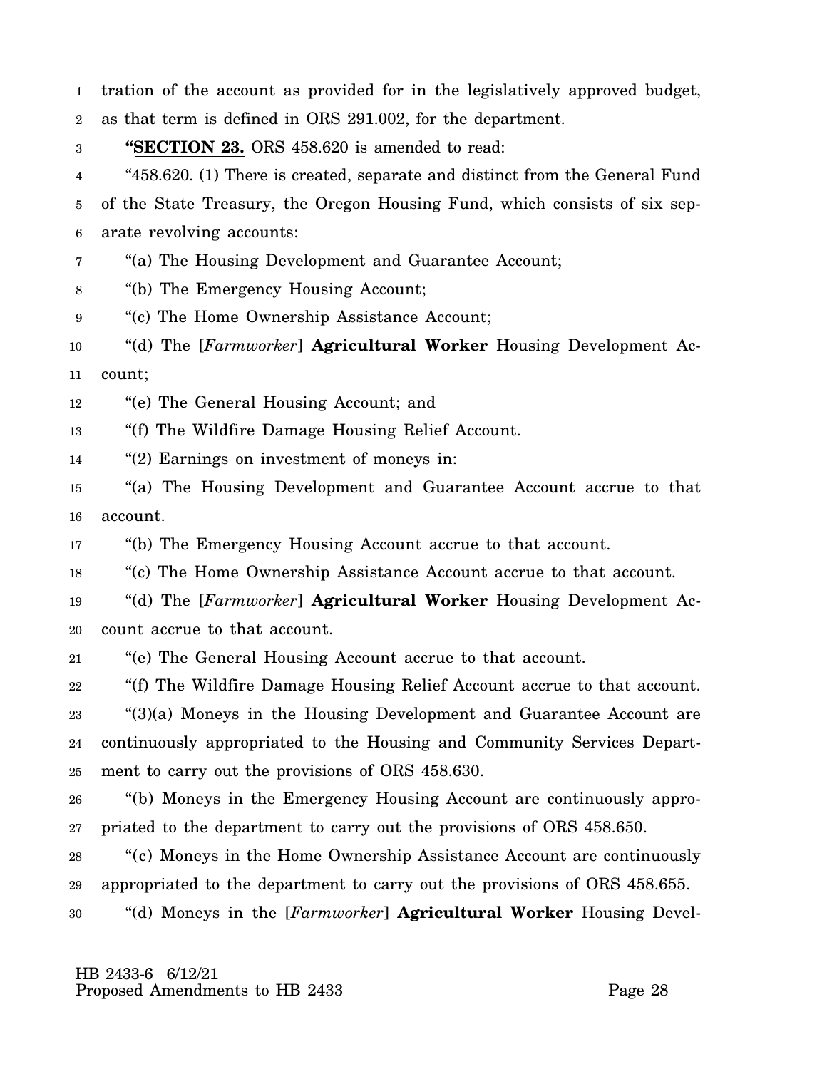tration of the account as provided for in the legislatively approved budget, as that term is defined in ORS 291.002, for the department.

"**SECTION 23.** ORS 458.620 is amended to read:

"458.620. (1) There is created, separate and distinct from the General Fund of the State Treasury, the Oregon Housing Fund, which consists of six separate revolving accounts:

"(a) The Housing Development and Guarantee Account;

"(b) The Emergency Housing Account;

"(c) The Home Ownership Assistance Account;

"(d) The [*Farmworker*] **Agricultural Worker** Housing Development Account;

"(e) The General Housing Account; and

"(f) The Wildfire Damage Housing Relief Account.

"(2) Earnings on investment of moneys in:

"(a) The Housing Development and Guarantee Account accrue to that account.

"(b) The Emergency Housing Account accrue to that account.

"(c) The Home Ownership Assistance Account accrue to that account.

"(d) The [*Farmworker*] **Agricultural Worker** Housing Development Account accrue to that account.

"(e) The General Housing Account accrue to that account.

"(f) The Wildfire Damage Housing Relief Account accrue to that account.

"(3)(a) Moneys in the Housing Development and Guarantee Account are continuously appropriated to the Housing and Community Services Department to carry out the provisions of ORS 458.630.

"(b) Moneys in the Emergency Housing Account are continuously appropriated to the department to carry out the provisions of ORS 458.650.

"(c) Moneys in the Home Ownership Assistance Account are continuously appropriated to the department to carry out the provisions of ORS 458.655.

"(d) Moneys in the [*Farmworker*] **Agricultural Worker** Housing Devel-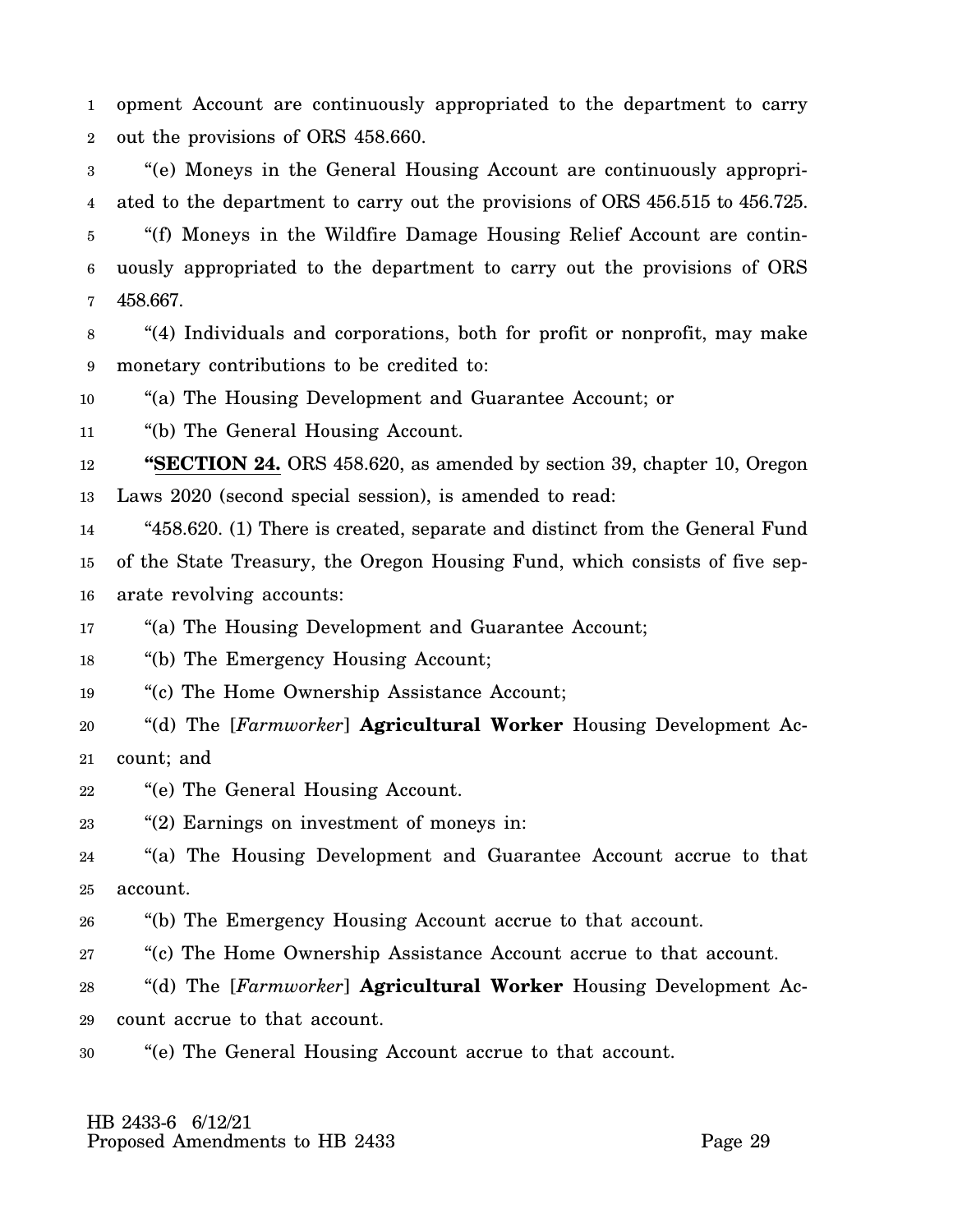opment Account are continuously appropriated to the department to carry out the provisions of ORS 458.660.

"(e) Moneys in the General Housing Account are continuously appropriated to the department to carry out the provisions of ORS 456.515 to 456.725.

"(f) Moneys in the Wildfire Damage Housing Relief Account are continuously appropriated to the department to carry out the provisions of ORS 458.667.

"(4) Individuals and corporations, both for profit or nonprofit, may make monetary contributions to be credited to:

"(a) The Housing Development and Guarantee Account; or

"(b) The General Housing Account.

"**SECTION 24.** ORS 458.620, as amended by section 39, chapter 10, Oregon Laws 2020 (second special session), is amended to read:

"458.620. (1) There is created, separate and distinct from the General Fund of the State Treasury, the Oregon Housing Fund, which consists of five separate revolving accounts:

"(a) The Housing Development and Guarantee Account;

"(b) The Emergency Housing Account;

"(c) The Home Ownership Assistance Account;

"(d) The [*Farmworker*] **Agricultural Worker** Housing Development Account; and

"(e) The General Housing Account.

"(2) Earnings on investment of moneys in:

"(a) The Housing Development and Guarantee Account accrue to that account.

"(b) The Emergency Housing Account accrue to that account.

"(c) The Home Ownership Assistance Account accrue to that account.

"(d) The [*Farmworker*] **Agricultural Worker** Housing Development Account accrue to that account.

"(e) The General Housing Account accrue to that account.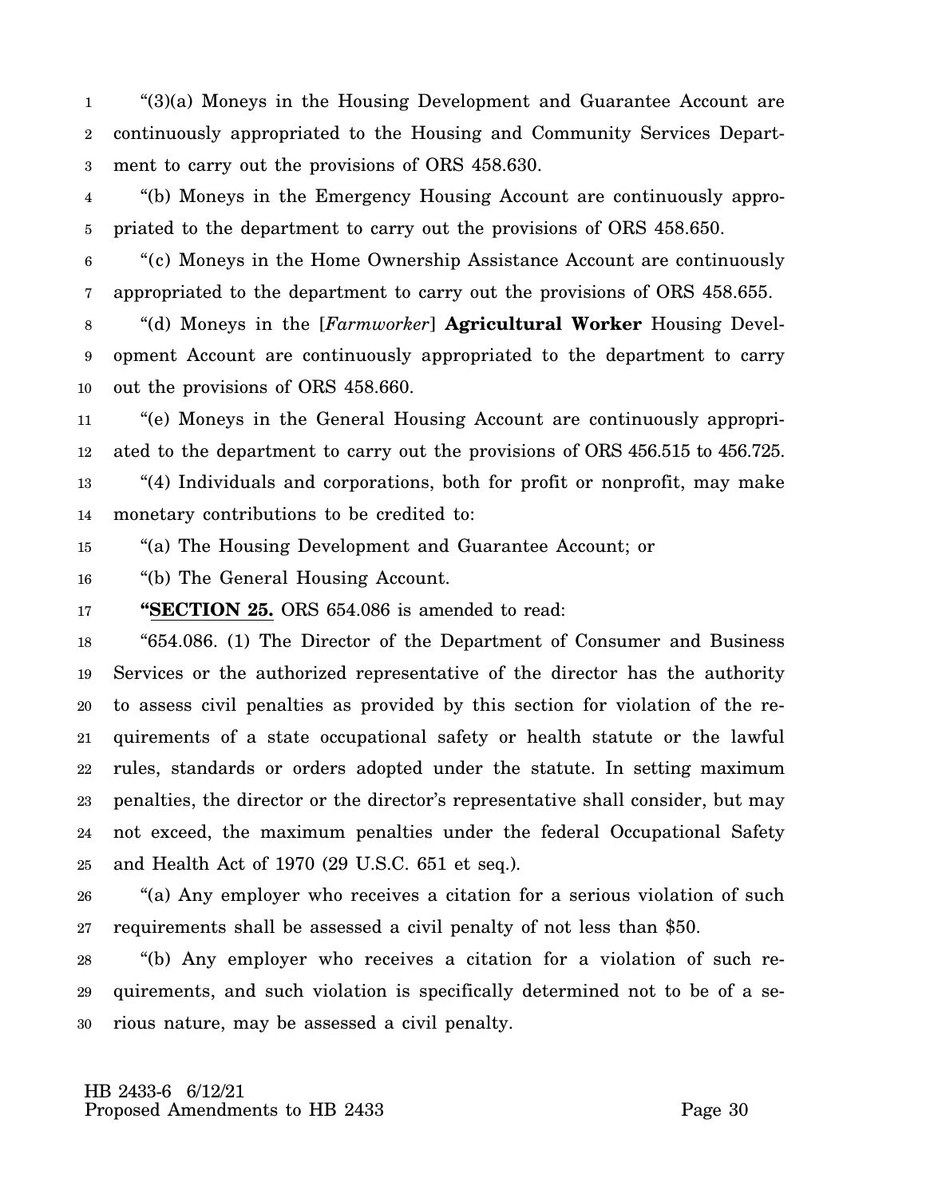"(3)(a) Moneys in the Housing Development and Guarantee Account are continuously appropriated to the Housing and Community Services Department to carry out the provisions of ORS 458.630.

"(b) Moneys in the Emergency Housing Account are continuously appropriated to the department to carry out the provisions of ORS 458.650.

"(c) Moneys in the Home Ownership Assistance Account are continuously appropriated to the department to carry out the provisions of ORS 458.655.

"(d) Moneys in the [*Farmworker*] **Agricultural Worker** Housing Development Account are continuously appropriated to the department to carry out the provisions of ORS 458.660.

"(e) Moneys in the General Housing Account are continuously appropriated to the department to carry out the provisions of ORS 456.515 to 456.725.

"(4) Individuals and corporations, both for profit or nonprofit, may make monetary contributions to be credited to:

"(a) The Housing Development and Guarantee Account; or

"(b) The General Housing Account.

**"SECTION 25.** ORS 654.086 is amended to read:

"654.086. (1) The Director of the Department of Consumer and Business Services or the authorized representative of the director has the authority to assess civil penalties as provided by this section for violation of the requirements of a state occupational safety or health statute or the lawful rules, standards or orders adopted under the statute. In setting maximum penalties, the director or the director's representative shall consider, but may not exceed, the maximum penalties under the federal Occupational Safety and Health Act of 1970 (29 U.S.C. 651 et seq.).

"(a) Any employer who receives a citation for a serious violation of such requirements shall be assessed a civil penalty of not less than $50.

"(b) Any employer who receives a citation for a violation of such requirements, and such violation is specifically determined not to be of a serious nature, may be assessed a civil penalty.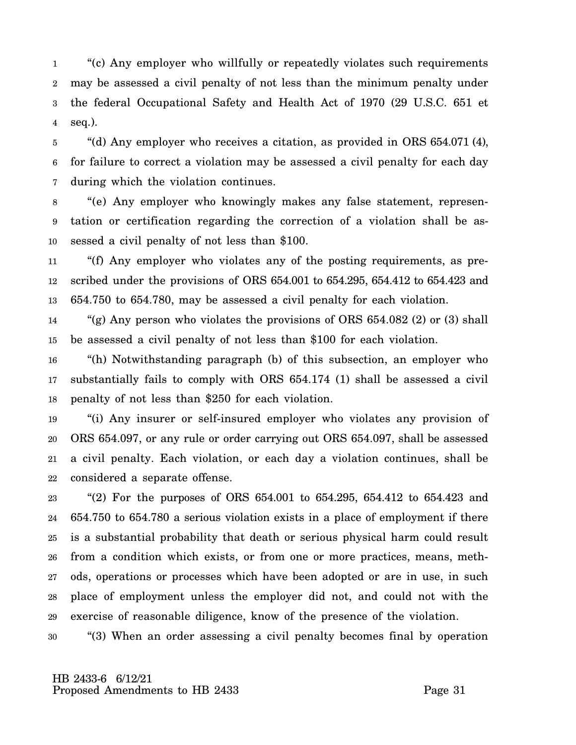"(c) Any employer who willfully or repeatedly violates such requirements may be assessed a civil penalty of not less than the minimum penalty under the federal Occupational Safety and Health Act of 1970 (29 U.S.C. 651 et seq.).

"(d) Any employer who receives a citation, as provided in ORS 654.071 (4), for failure to correct a violation may be assessed a civil penalty for each day during which the violation continues.

"(e) Any employer who knowingly makes any false statement, representation or certification regarding the correction of a violation shall be assessed a civil penalty of not less than $100.

"(f) Any employer who violates any of the posting requirements, as prescribed under the provisions of ORS 654.001 to 654.295, 654.412 to 654.423 and 654.750 to 654.780, may be assessed a civil penalty for each violation.

"(g) Any person who violates the provisions of ORS 654.082 (2) or (3) shall be assessed a civil penalty of not less than $100 for each violation.

"(h) Notwithstanding paragraph (b) of this subsection, an employer who substantially fails to comply with ORS 654.174 (1) shall be assessed a civil penalty of not less than $250 for each violation.

"(i) Any insurer or self-insured employer who violates any provision of ORS 654.097, or any rule or order carrying out ORS 654.097, shall be assessed a civil penalty. Each violation, or each day a violation continues, shall be considered a separate offense.

"(2) For the purposes of ORS 654.001 to 654.295, 654.412 to 654.423 and 654.750 to 654.780 a serious violation exists in a place of employment if there is a substantial probability that death or serious physical harm could result from a condition which exists, or from one or more practices, means, methods, operations or processes which have been adopted or are in use, in such place of employment unless the employer did not, and could not with the exercise of reasonable diligence, know of the presence of the violation.

"(3) When an order assessing a civil penalty becomes final by operation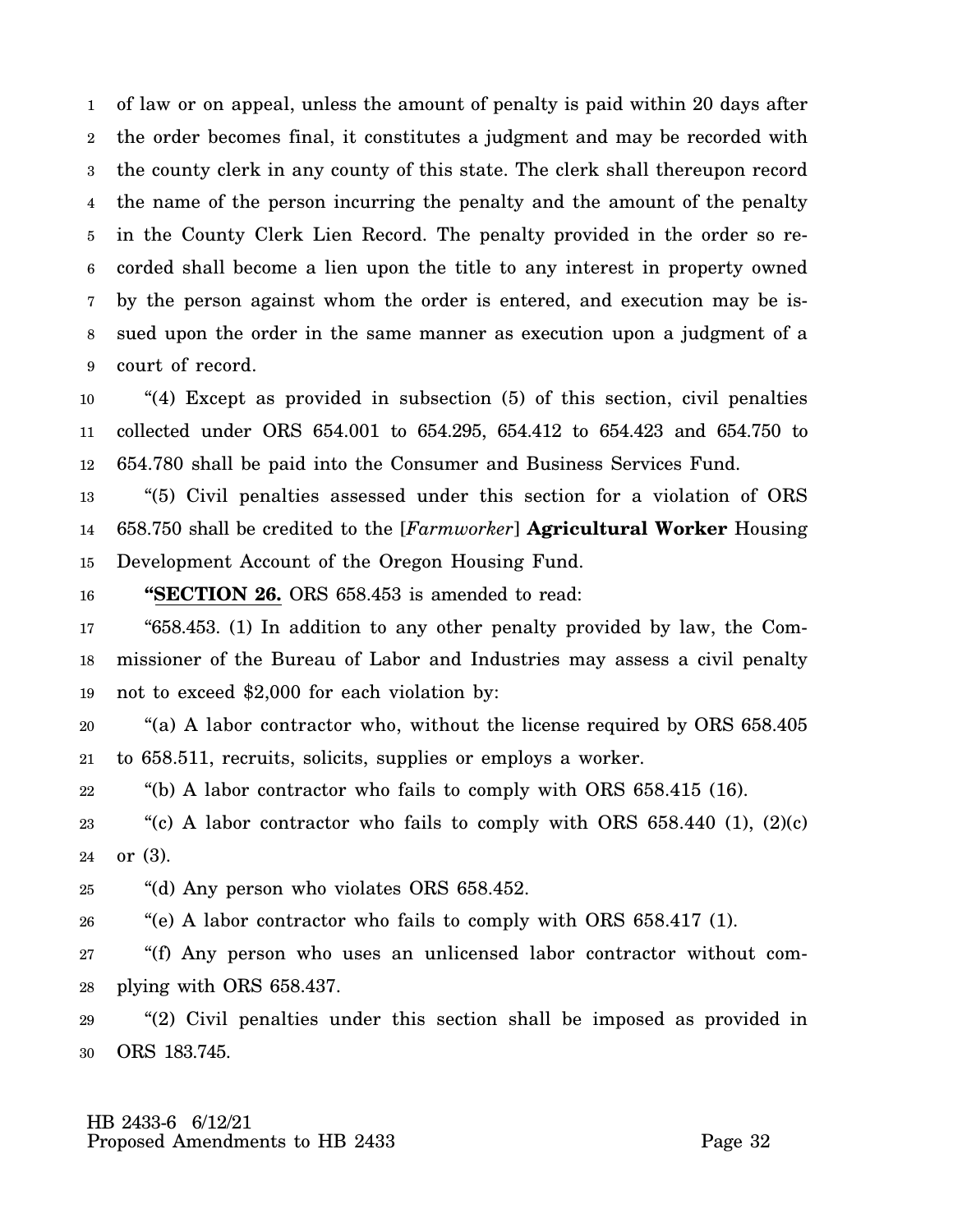of law or on appeal, unless the amount of penalty is paid within 20 days after the order becomes final, it constitutes a judgment and may be recorded with the county clerk in any county of this state. The clerk shall thereupon record the name of the person incurring the penalty and the amount of the penalty in the County Clerk Lien Record. The penalty provided in the order so recorded shall become a lien upon the title to any interest in property owned by the person against whom the order is entered, and execution may be issued upon the order in the same manner as execution upon a judgment of a court of record.

"(4) Except as provided in subsection (5) of this section, civil penalties collected under ORS 654.001 to 654.295, 654.412 to 654.423 and 654.750 to 654.780 shall be paid into the Consumer and Business Services Fund.

"(5) Civil penalties assessed under this section for a violation of ORS 658.750 shall be credited to the [*Farmworker*] **Agricultural Worker** Housing Development Account of the Oregon Housing Fund.

**"SECTION 26.** ORS 658.453 is amended to read:

"658.453. (1) In addition to any other penalty provided by law, the Commissioner of the Bureau of Labor and Industries may assess a civil penalty not to exceed $2,000 for each violation by:

"(a) A labor contractor who, without the license required by ORS 658.405 to 658.511, recruits, solicits, supplies or employs a worker.

"(b) A labor contractor who fails to comply with ORS 658.415 (16).

"(c) A labor contractor who fails to comply with ORS 658.440 (1), (2)(c) or (3).

"(d) Any person who violates ORS 658.452.

"(e) A labor contractor who fails to comply with ORS 658.417 (1).

"(f) Any person who uses an unlicensed labor contractor without complying with ORS 658.437.

"(2) Civil penalties under this section shall be imposed as provided in ORS 183.745.

HB 2433-6 6/12/21
Proposed Amendments to HB 2433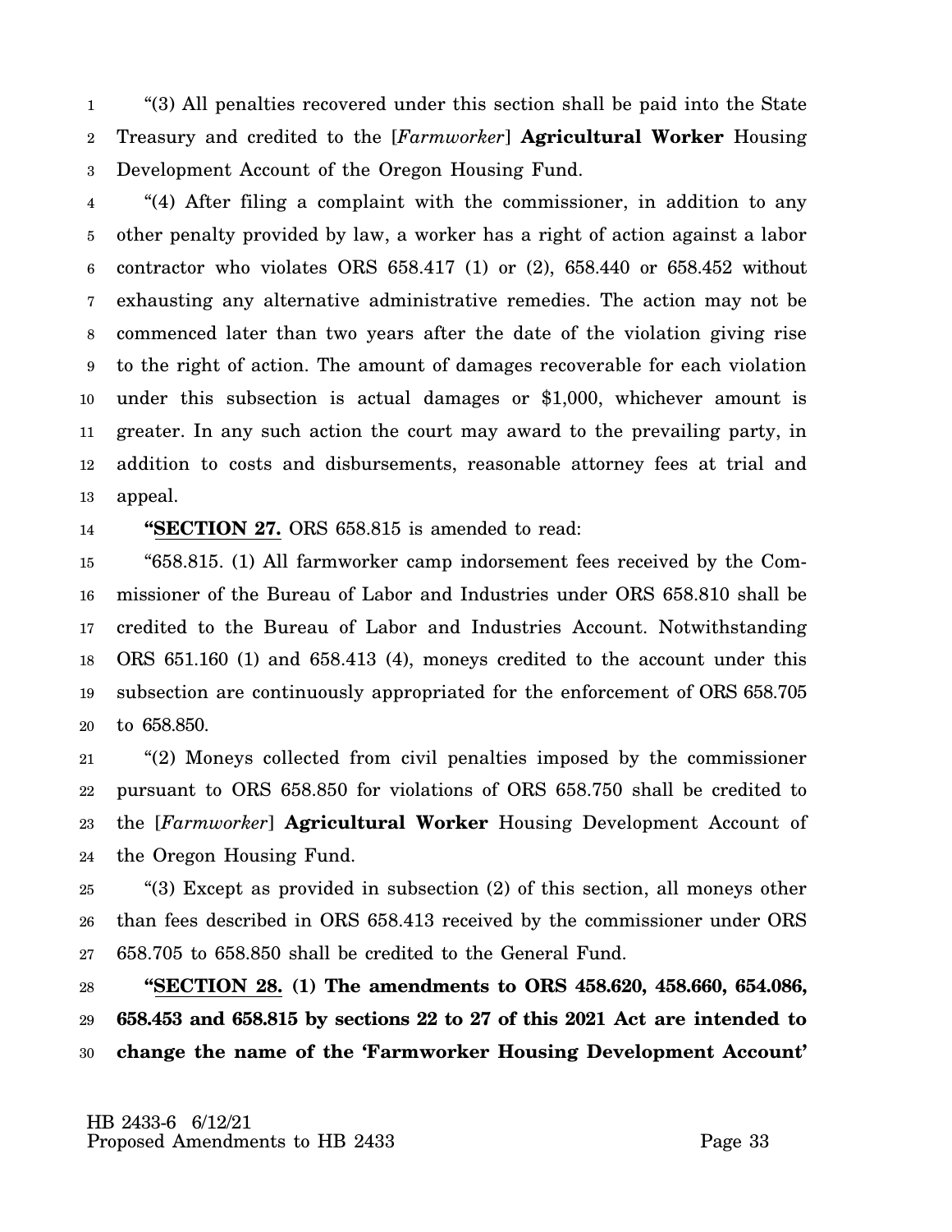"(3) All penalties recovered under this section shall be paid into the State Treasury and credited to the [*Farmworker*] **Agricultural Worker** Housing Development Account of the Oregon Housing Fund.

"(4) After filing a complaint with the commissioner, in addition to any other penalty provided by law, a worker has a right of action against a labor contractor who violates ORS 658.417 (1) or (2), 658.440 or 658.452 without exhausting any alternative administrative remedies. The action may not be commenced later than two years after the date of the violation giving rise to the right of action. The amount of damages recoverable for each violation under this subsection is actual damages or $1,000, whichever amount is greater. In any such action the court may award to the prevailing party, in addition to costs and disbursements, reasonable attorney fees at trial and appeal.

**"SECTION 27.** ORS 658.815 is amended to read:

"658.815. (1) All farmworker camp indorsement fees received by the Commissioner of the Bureau of Labor and Industries under ORS 658.810 shall be credited to the Bureau of Labor and Industries Account. Notwithstanding ORS 651.160 (1) and 658.413 (4), moneys credited to the account under this subsection are continuously appropriated for the enforcement of ORS 658.705 to 658.850.

"(2) Moneys collected from civil penalties imposed by the commissioner pursuant to ORS 658.850 for violations of ORS 658.750 shall be credited to the [*Farmworker*] **Agricultural Worker** Housing Development Account of the Oregon Housing Fund.

"(3) Except as provided in subsection (2) of this section, all moneys other than fees described in ORS 658.413 received by the commissioner under ORS 658.705 to 658.850 shall be credited to the General Fund.

**"SECTION 28. (1) The amendments to ORS 458.620, 458.660, 654.086, 658.453 and 658.815 by sections 22 to 27 of this 2021 Act are intended to change the name of the 'Farmworker Housing Development Account'**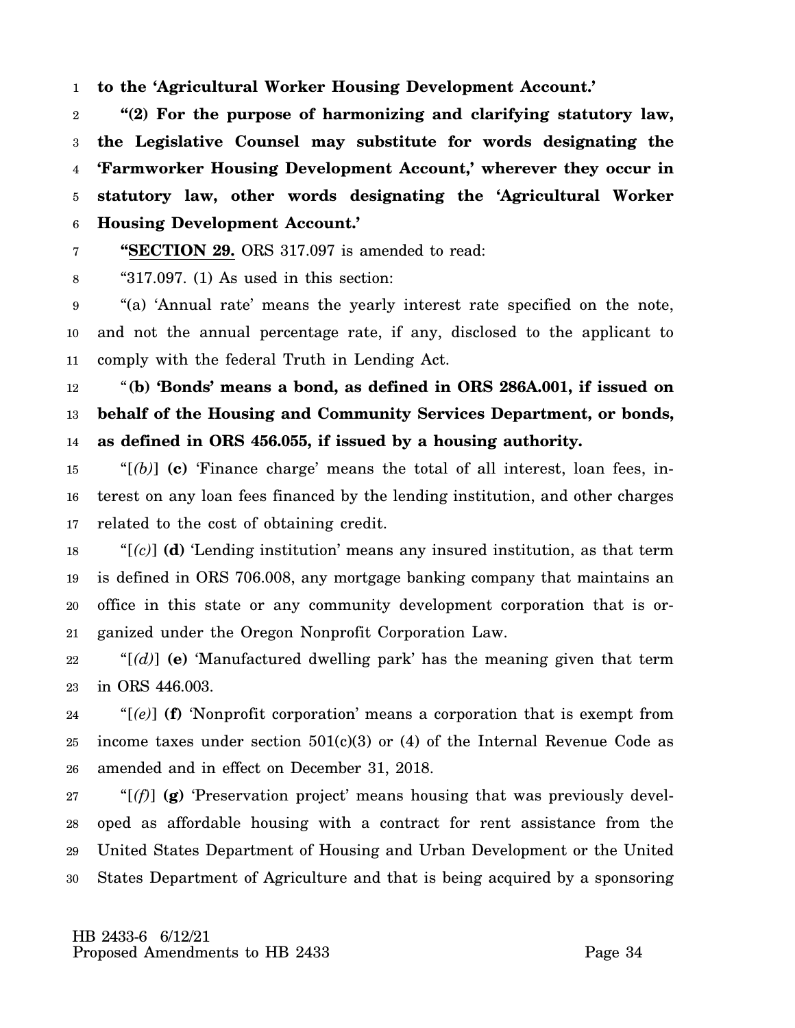**to the 'Agricultural Worker Housing Development Account.'**

**"(2) For the purpose of harmonizing and clarifying statutory law, the Legislative Counsel may substitute for words designating the 'Farmworker Housing Development Account,' wherever they occur in statutory law, other words designating the 'Agricultural Worker Housing Development Account.'**

"**SECTION 29.** ORS 317.097 is amended to read:

"317.097. (1) As used in this section:

"(a) 'Annual rate' means the yearly interest rate specified on the note, and not the annual percentage rate, if any, disclosed to the applicant to comply with the federal Truth in Lending Act.

"**(b) 'Bonds' means a bond, as defined in ORS 286A.001, if issued on behalf of the Housing and Community Services Department, or bonds, as defined in ORS 456.055, if issued by a housing authority.**

"[*(b)*] **(c)** 'Finance charge' means the total of all interest, loan fees, interest on any loan fees financed by the lending institution, and other charges related to the cost of obtaining credit.

"[*(c)*] **(d)** 'Lending institution' means any insured institution, as that term is defined in ORS 706.008, any mortgage banking company that maintains an office in this state or any community development corporation that is organized under the Oregon Nonprofit Corporation Law.

"[*(d)*] **(e)** 'Manufactured dwelling park' has the meaning given that term in ORS 446.003.

"[*(e)*] **(f)** 'Nonprofit corporation' means a corporation that is exempt from income taxes under section 501(c)(3) or (4) of the Internal Revenue Code as amended and in effect on December 31, 2018.

"[*(f)*] **(g)** 'Preservation project' means housing that was previously developed as affordable housing with a contract for rent assistance from the United States Department of Housing and Urban Development or the United States Department of Agriculture and that is being acquired by a sponsoring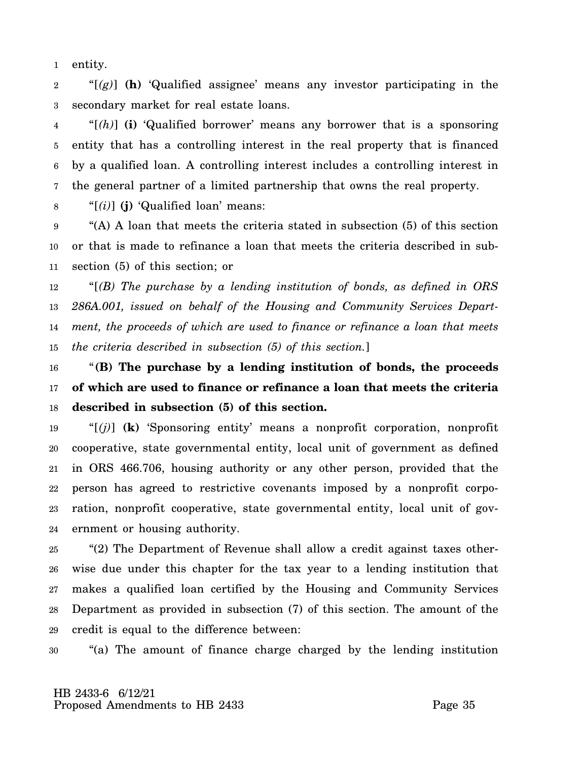entity.

"[*(g)*] **(h)** 'Qualified assignee' means any investor participating in the secondary market for real estate loans.

"[*(h)*] **(i)** 'Qualified borrower' means any borrower that is a sponsoring entity that has a controlling interest in the real property that is financed by a qualified loan. A controlling interest includes a controlling interest in the general partner of a limited partnership that owns the real property.

"[*(i)*] **(j)** 'Qualified loan' means:

"(A) A loan that meets the criteria stated in subsection (5) of this section or that is made to refinance a loan that meets the criteria described in subsection (5) of this section; or

"[*(B) The purchase by a lending institution of bonds, as defined in ORS 286A.001, issued on behalf of the Housing and Community Services Department, the proceeds of which are used to finance or refinance a loan that meets the criteria described in subsection (5) of this section.*]

"**(B) The purchase by a lending institution of bonds, the proceeds of which are used to finance or refinance a loan that meets the criteria described in subsection (5) of this section.**

"[*(j)*] **(k)** 'Sponsoring entity' means a nonprofit corporation, nonprofit cooperative, state governmental entity, local unit of government as defined in ORS 466.706, housing authority or any other person, provided that the person has agreed to restrictive covenants imposed by a nonprofit corporation, nonprofit cooperative, state governmental entity, local unit of government or housing authority.

"(2) The Department of Revenue shall allow a credit against taxes otherwise due under this chapter for the tax year to a lending institution that makes a qualified loan certified by the Housing and Community Services Department as provided in subsection (7) of this section. The amount of the credit is equal to the difference between:

"(a) The amount of finance charge charged by the lending institution

HB 2433-6 6/12/21
Proposed Amendments to HB 2433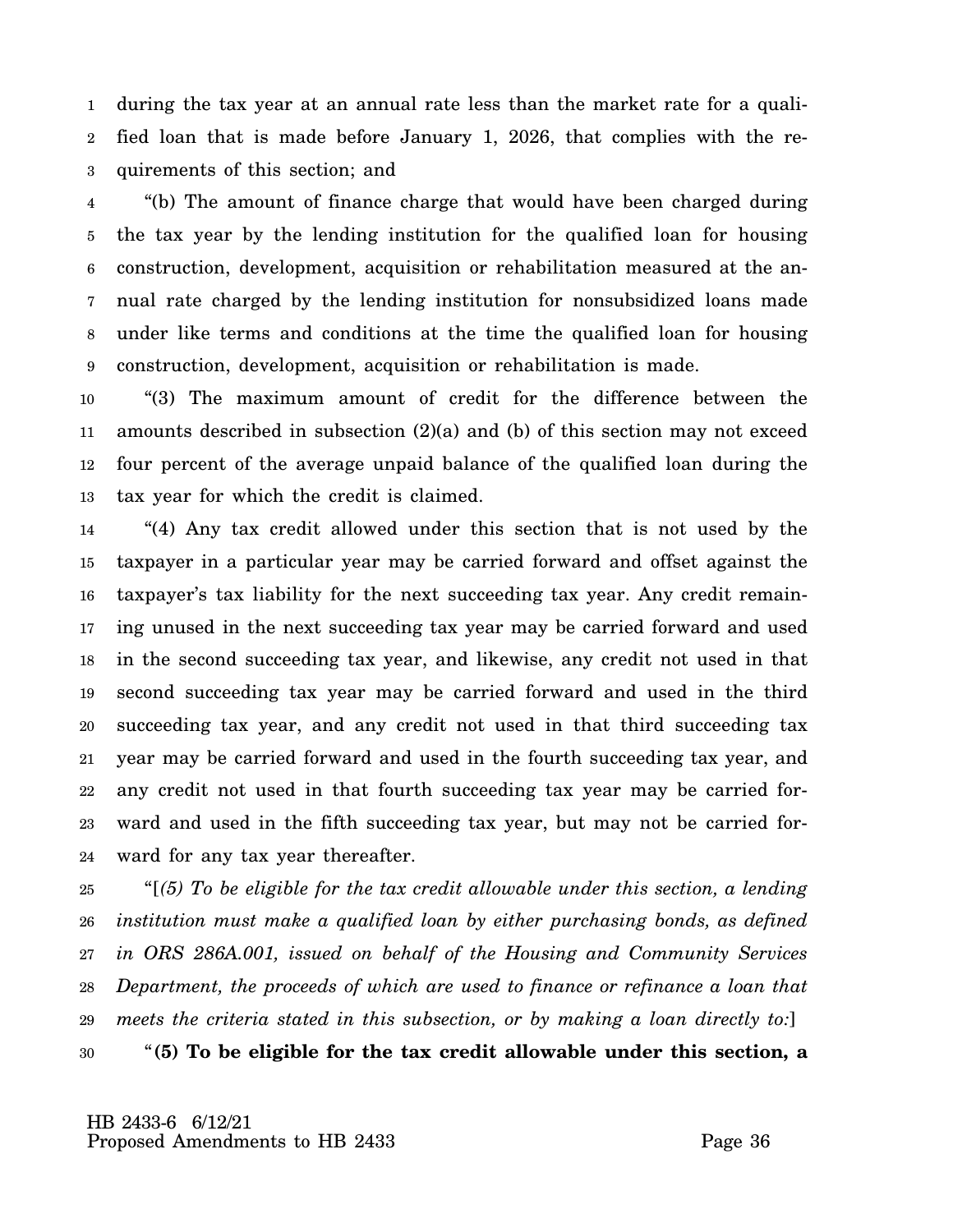during the tax year at an annual rate less than the market rate for a qualified loan that is made before January 1, 2026, that complies with the requirements of this section; and

"(b) The amount of finance charge that would have been charged during the tax year by the lending institution for the qualified loan for housing construction, development, acquisition or rehabilitation measured at the annual rate charged by the lending institution for nonsubsidized loans made under like terms and conditions at the time the qualified loan for housing construction, development, acquisition or rehabilitation is made.

"(3) The maximum amount of credit for the difference between the amounts described in subsection (2)(a) and (b) of this section may not exceed four percent of the average unpaid balance of the qualified loan during the tax year for which the credit is claimed.

"(4) Any tax credit allowed under this section that is not used by the taxpayer in a particular year may be carried forward and offset against the taxpayer's tax liability for the next succeeding tax year. Any credit remaining unused in the next succeeding tax year may be carried forward and used in the second succeeding tax year, and likewise, any credit not used in that second succeeding tax year may be carried forward and used in the third succeeding tax year, and any credit not used in that third succeeding tax year may be carried forward and used in the fourth succeeding tax year, and any credit not used in that fourth succeeding tax year may be carried forward and used in the fifth succeeding tax year, but may not be carried forward for any tax year thereafter.

"[*(5) To be eligible for the tax credit allowable under this section, a lending institution must make a qualified loan by either purchasing bonds, as defined in ORS 286A.001, issued on behalf of the Housing and Community Services Department, the proceeds of which are used to finance or refinance a loan that meets the criteria stated in this subsection, or by making a loan directly to:*]

"**(5) To be eligible for the tax credit allowable under this section, a**

HB 2433-6 6/12/21
Proposed Amendments to HB 2433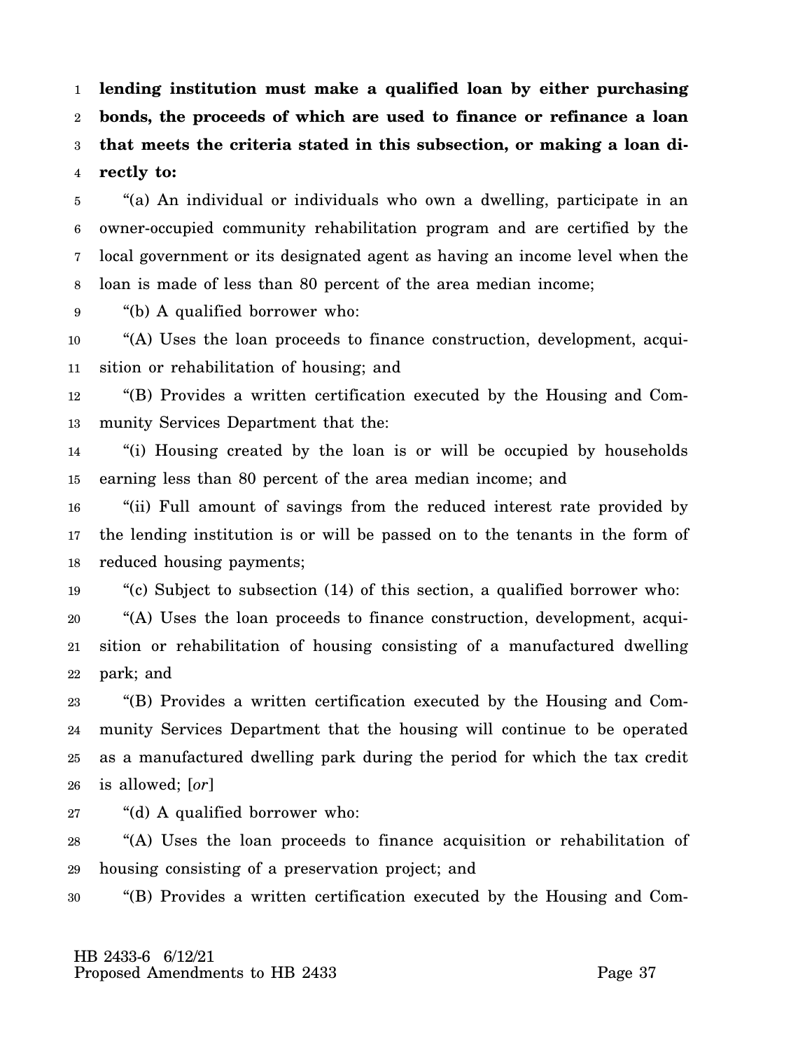**lending institution must make a qualified loan by either purchasing bonds, the proceeds of which are used to finance or refinance a loan that meets the criteria stated in this subsection, or making a loan directly to:**

"(a) An individual or individuals who own a dwelling, participate in an owner-occupied community rehabilitation program and are certified by the local government or its designated agent as having an income level when the loan is made of less than 80 percent of the area median income;

"(b) A qualified borrower who:

"(A) Uses the loan proceeds to finance construction, development, acquisition or rehabilitation of housing; and

"(B) Provides a written certification executed by the Housing and Community Services Department that the:

"(i) Housing created by the loan is or will be occupied by households earning less than 80 percent of the area median income; and

"(ii) Full amount of savings from the reduced interest rate provided by the lending institution is or will be passed on to the tenants in the form of reduced housing payments;

"(c) Subject to subsection (14) of this section, a qualified borrower who:

"(A) Uses the loan proceeds to finance construction, development, acquisition or rehabilitation of housing consisting of a manufactured dwelling park; and

"(B) Provides a written certification executed by the Housing and Community Services Department that the housing will continue to be operated as a manufactured dwelling park during the period for which the tax credit is allowed; [*or*]

"(d) A qualified borrower who:

"(A) Uses the loan proceeds to finance acquisition or rehabilitation of housing consisting of a preservation project; and

"(B) Provides a written certification executed by the Housing and Com-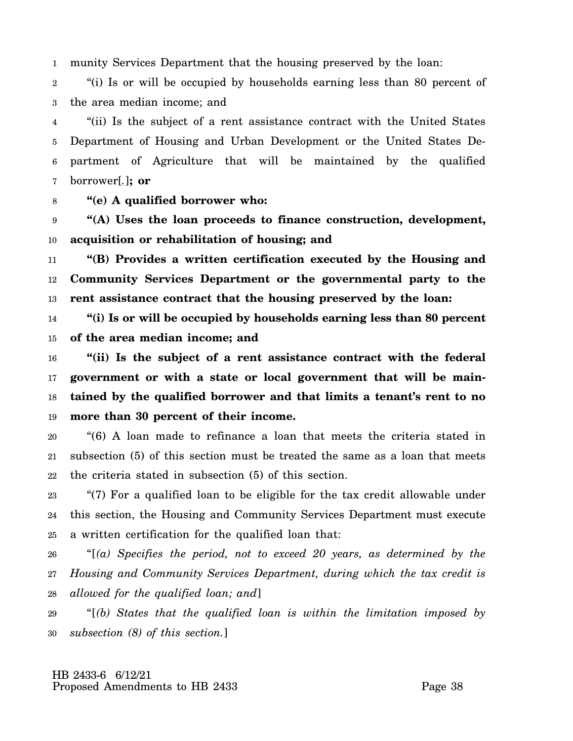munity Services Department that the housing preserved by the loan:

"(i) Is or will be occupied by households earning less than 80 percent of the area median income; and

"(ii) Is the subject of a rent assistance contract with the United States Department of Housing and Urban Development or the United States Department of Agriculture that will be maintained by the qualified borrower[.]**; or**

**"(e) A qualified borrower who:**

**"(A) Uses the loan proceeds to finance construction, development, acquisition or rehabilitation of housing; and**

**"(B) Provides a written certification executed by the Housing and Community Services Department or the governmental party to the rent assistance contract that the housing preserved by the loan:**

**"(i) Is or will be occupied by households earning less than 80 percent of the area median income; and**

**"(ii) Is the subject of a rent assistance contract with the federal government or with a state or local government that will be maintained by the qualified borrower and that limits a tenant's rent to no more than 30 percent of their income.**

"(6) A loan made to refinance a loan that meets the criteria stated in subsection (5) of this section must be treated the same as a loan that meets the criteria stated in subsection (5) of this section.

"(7) For a qualified loan to be eligible for the tax credit allowable under this section, the Housing and Community Services Department must execute a written certification for the qualified loan that:

"[*(a) Specifies the period, not to exceed 20 years, as determined by the Housing and Community Services Department, during which the tax credit is allowed for the qualified loan; and*]

"[*(b) States that the qualified loan is within the limitation imposed by subsection (8) of this section.*]

HB 2433-6 6/12/21
Proposed Amendments to HB 2433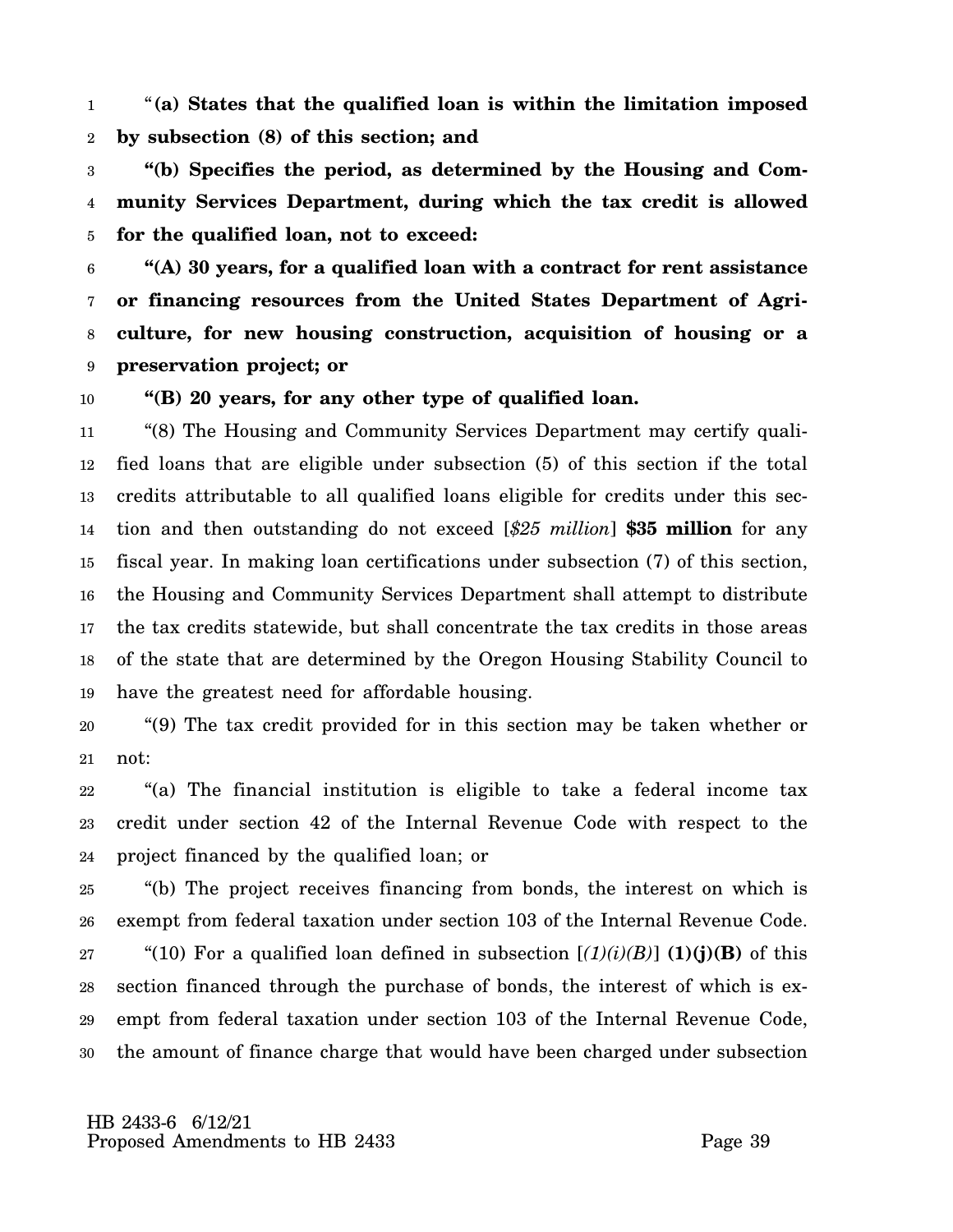"**(a) States that the qualified loan is within the limitation imposed by subsection (8) of this section; and**

**"(b) Specifies the period, as determined by the Housing and Community Services Department, during which the tax credit is allowed for the qualified loan, not to exceed:**

**"(A) 30 years, for a qualified loan with a contract for rent assistance or financing resources from the United States Department of Agriculture, for new housing construction, acquisition of housing or a preservation project; or**

**"(B) 20 years, for any other type of qualified loan.**

"(8) The Housing and Community Services Department may certify qualified loans that are eligible under subsection (5) of this section if the total credits attributable to all qualified loans eligible for credits under this section and then outstanding do not exceed [*$25 million*] **$35 million** for any fiscal year. In making loan certifications under subsection (7) of this section, the Housing and Community Services Department shall attempt to distribute the tax credits statewide, but shall concentrate the tax credits in those areas of the state that are determined by the Oregon Housing Stability Council to have the greatest need for affordable housing.

"(9) The tax credit provided for in this section may be taken whether or not:

"(a) The financial institution is eligible to take a federal income tax credit under section 42 of the Internal Revenue Code with respect to the project financed by the qualified loan; or

"(b) The project receives financing from bonds, the interest on which is exempt from federal taxation under section 103 of the Internal Revenue Code.

"(10) For a qualified loan defined in subsection [*(1)(i)(B)*] **(1)(j)(B)** of this section financed through the purchase of bonds, the interest of which is exempt from federal taxation under section 103 of the Internal Revenue Code, the amount of finance charge that would have been charged under subsection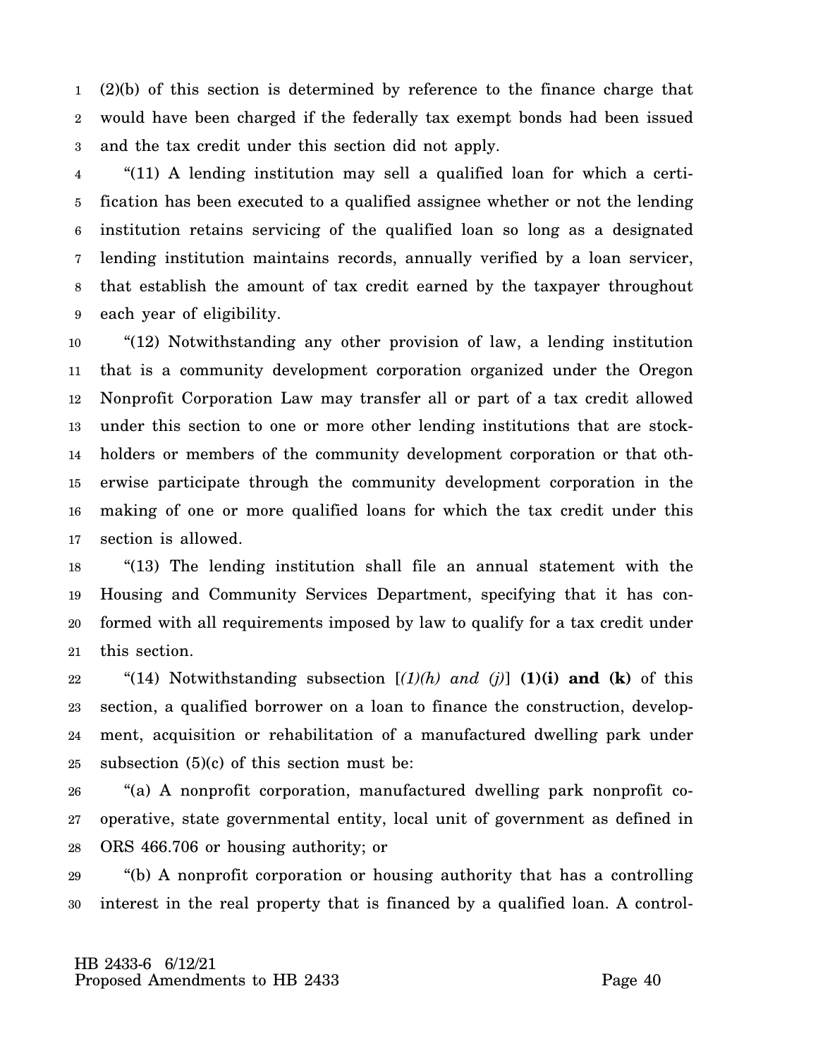(2)(b) of this section is determined by reference to the finance charge that would have been charged if the federally tax exempt bonds had been issued and the tax credit under this section did not apply.

"(11) A lending institution may sell a qualified loan for which a certification has been executed to a qualified assignee whether or not the lending institution retains servicing of the qualified loan so long as a designated lending institution maintains records, annually verified by a loan servicer, that establish the amount of tax credit earned by the taxpayer throughout each year of eligibility.

"(12) Notwithstanding any other provision of law, a lending institution that is a community development corporation organized under the Oregon Nonprofit Corporation Law may transfer all or part of a tax credit allowed under this section to one or more other lending institutions that are stockholders or members of the community development corporation or that otherwise participate through the community development corporation in the making of one or more qualified loans for which the tax credit under this section is allowed.

"(13) The lending institution shall file an annual statement with the Housing and Community Services Department, specifying that it has conformed with all requirements imposed by law to qualify for a tax credit under this section.

"(14) Notwithstanding subsection [*(1)(h) and (j)*] **(1)(i) and (k)** of this section, a qualified borrower on a loan to finance the construction, development, acquisition or rehabilitation of a manufactured dwelling park under subsection (5)(c) of this section must be:

"(a) A nonprofit corporation, manufactured dwelling park nonprofit cooperative, state governmental entity, local unit of government as defined in ORS 466.706 or housing authority; or

"(b) A nonprofit corporation or housing authority that has a controlling interest in the real property that is financed by a qualified loan. A control-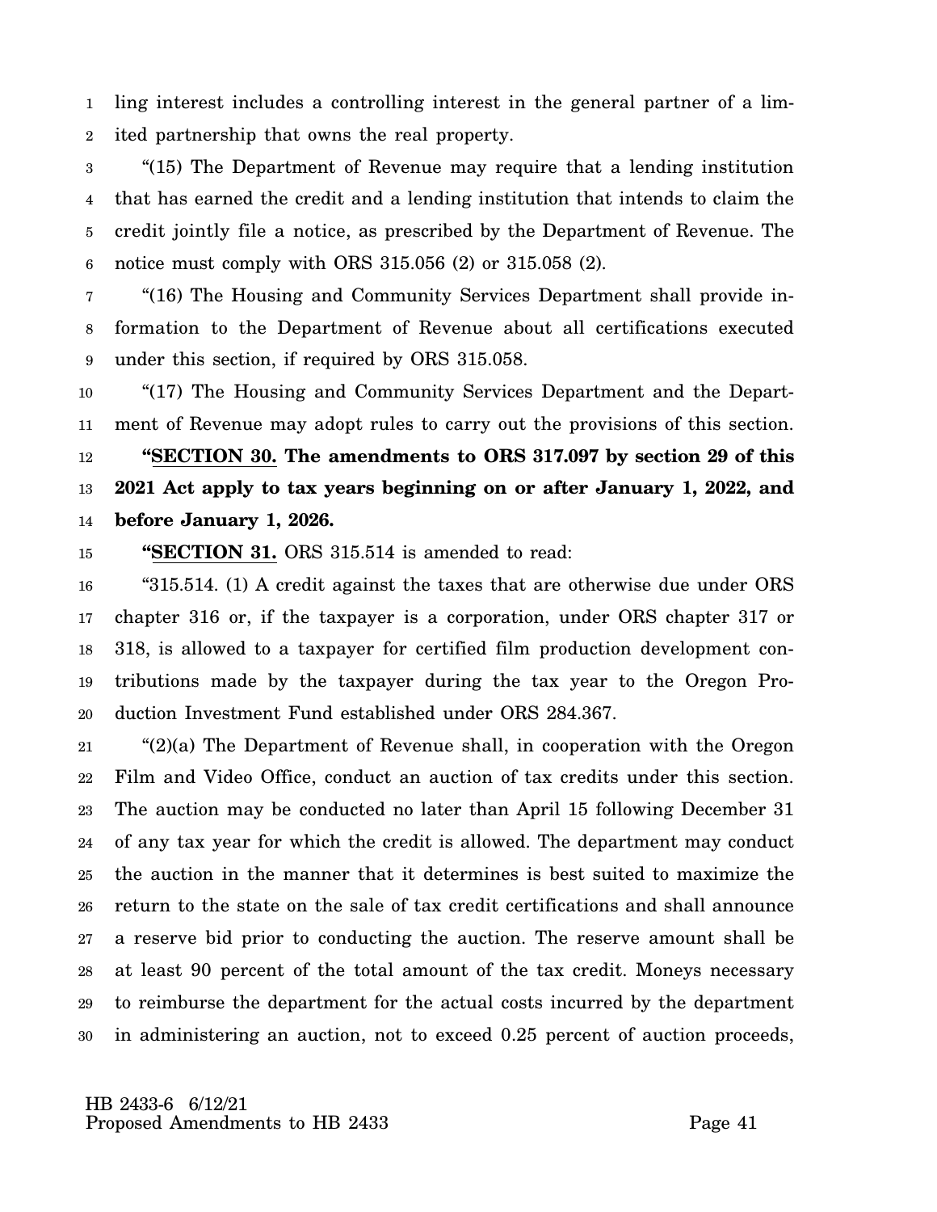ling interest includes a controlling interest in the general partner of a limited partnership that owns the real property.

"(15) The Department of Revenue may require that a lending institution that has earned the credit and a lending institution that intends to claim the credit jointly file a notice, as prescribed by the Department of Revenue. The notice must comply with ORS 315.056 (2) or 315.058 (2).

"(16) The Housing and Community Services Department shall provide information to the Department of Revenue about all certifications executed under this section, if required by ORS 315.058.

"(17) The Housing and Community Services Department and the Department of Revenue may adopt rules to carry out the provisions of this section.

**"SECTION 30. The amendments to ORS 317.097 by section 29 of this 2021 Act apply to tax years beginning on or after January 1, 2022, and before January 1, 2026.**

**"SECTION 31.** ORS 315.514 is amended to read:

"315.514. (1) A credit against the taxes that are otherwise due under ORS chapter 316 or, if the taxpayer is a corporation, under ORS chapter 317 or 318, is allowed to a taxpayer for certified film production development contributions made by the taxpayer during the tax year to the Oregon Production Investment Fund established under ORS 284.367.

"(2)(a) The Department of Revenue shall, in cooperation with the Oregon Film and Video Office, conduct an auction of tax credits under this section. The auction may be conducted no later than April 15 following December 31 of any tax year for which the credit is allowed. The department may conduct the auction in the manner that it determines is best suited to maximize the return to the state on the sale of tax credit certifications and shall announce a reserve bid prior to conducting the auction. The reserve amount shall be at least 90 percent of the total amount of the tax credit. Moneys necessary to reimburse the department for the actual costs incurred by the department in administering an auction, not to exceed 0.25 percent of auction proceeds,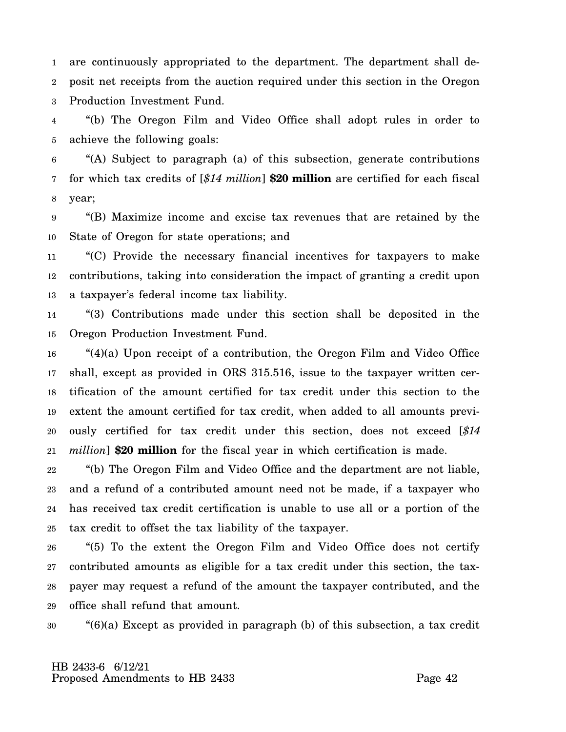are continuously appropriated to the department. The department shall deposit net receipts from the auction required under this section in the Oregon Production Investment Fund.

"(b) The Oregon Film and Video Office shall adopt rules in order to achieve the following goals:

"(A) Subject to paragraph (a) of this subsection, generate contributions for which tax credits of [*$14 million*] **$20 million** are certified for each fiscal year;

"(B) Maximize income and excise tax revenues that are retained by the State of Oregon for state operations; and

"(C) Provide the necessary financial incentives for taxpayers to make contributions, taking into consideration the impact of granting a credit upon a taxpayer's federal income tax liability.

"(3) Contributions made under this section shall be deposited in the Oregon Production Investment Fund.

"(4)(a) Upon receipt of a contribution, the Oregon Film and Video Office shall, except as provided in ORS 315.516, issue to the taxpayer written certification of the amount certified for tax credit under this section to the extent the amount certified for tax credit, when added to all amounts previously certified for tax credit under this section, does not exceed [*$14 million*] **$20 million** for the fiscal year in which certification is made.

"(b) The Oregon Film and Video Office and the department are not liable, and a refund of a contributed amount need not be made, if a taxpayer who has received tax credit certification is unable to use all or a portion of the tax credit to offset the tax liability of the taxpayer.

"(5) To the extent the Oregon Film and Video Office does not certify contributed amounts as eligible for a tax credit under this section, the taxpayer may request a refund of the amount the taxpayer contributed, and the office shall refund that amount.

"(6)(a) Except as provided in paragraph (b) of this subsection, a tax credit

HB 2433-6 6/12/21
Proposed Amendments to HB 2433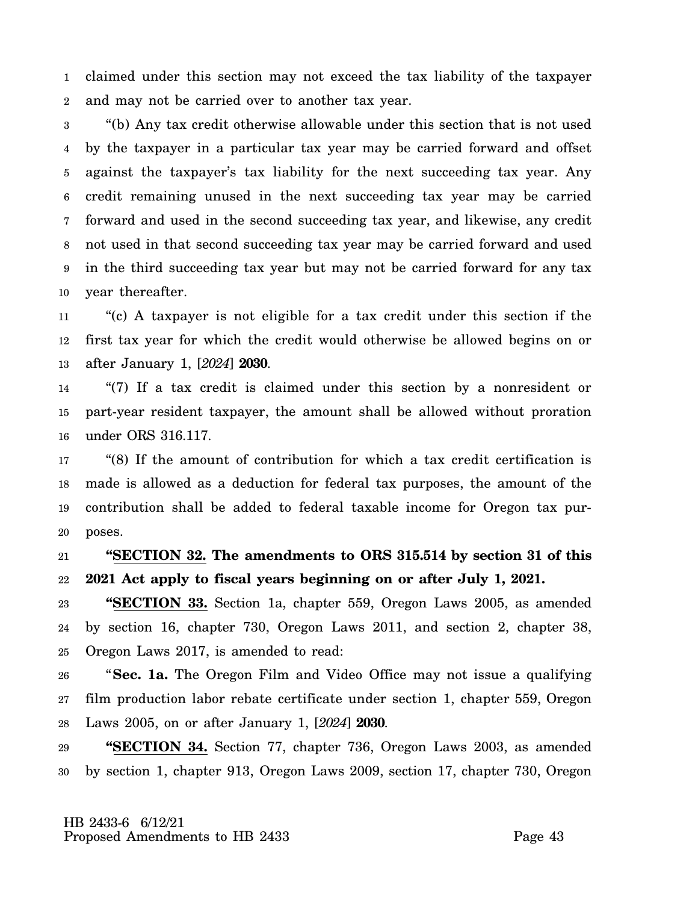claimed under this section may not exceed the tax liability of the taxpayer and may not be carried over to another tax year.

"(b) Any tax credit otherwise allowable under this section that is not used by the taxpayer in a particular tax year may be carried forward and offset against the taxpayer's tax liability for the next succeeding tax year. Any credit remaining unused in the next succeeding tax year may be carried forward and used in the second succeeding tax year, and likewise, any credit not used in that second succeeding tax year may be carried forward and used in the third succeeding tax year but may not be carried forward for any tax year thereafter.

"(c) A taxpayer is not eligible for a tax credit under this section if the first tax year for which the credit would otherwise be allowed begins on or after January 1, [*2024*] **2030**.

"(7) If a tax credit is claimed under this section by a nonresident or part-year resident taxpayer, the amount shall be allowed without proration under ORS 316.117.

"(8) If the amount of contribution for which a tax credit certification is made is allowed as a deduction for federal tax purposes, the amount of the contribution shall be added to federal taxable income for Oregon tax purposes.

**"SECTION 32. The amendments to ORS 315.514 by section 31 of this 2021 Act apply to fiscal years beginning on or after July 1, 2021.**

**"SECTION 33.** Section 1a, chapter 559, Oregon Laws 2005, as amended by section 16, chapter 730, Oregon Laws 2011, and section 2, chapter 38, Oregon Laws 2017, is amended to read:

"**Sec. 1a.** The Oregon Film and Video Office may not issue a qualifying film production labor rebate certificate under section 1, chapter 559, Oregon Laws 2005, on or after January 1, [*2024*] **2030**.

**"SECTION 34.** Section 77, chapter 736, Oregon Laws 2003, as amended by section 1, chapter 913, Oregon Laws 2009, section 17, chapter 730, Oregon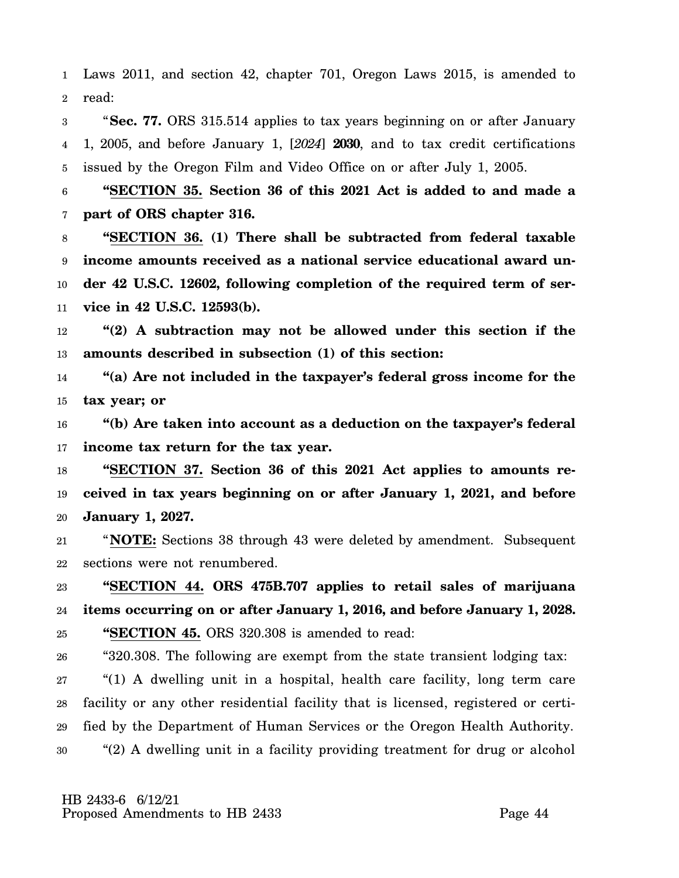Laws 2011, and section 42, chapter 701, Oregon Laws 2015, is amended to read:

"**Sec. 77.** ORS 315.514 applies to tax years beginning on or after January 1, 2005, and before January 1, [*2024*] **2030**, and to tax credit certifications issued by the Oregon Film and Video Office on or after July 1, 2005.

**"SECTION 35. Section 36 of this 2021 Act is added to and made a part of ORS chapter 316.**

**"SECTION 36. (1) There shall be subtracted from federal taxable income amounts received as a national service educational award under 42 U.S.C. 12602, following completion of the required term of service in 42 U.S.C. 12593(b).**

**"(2) A subtraction may not be allowed under this section if the amounts described in subsection (1) of this section:**

**"(a) Are not included in the taxpayer's federal gross income for the tax year; or**

**"(b) Are taken into account as a deduction on the taxpayer's federal income tax return for the tax year.**

**"SECTION 37. Section 36 of this 2021 Act applies to amounts received in tax years beginning on or after January 1, 2021, and before January 1, 2027.**

"**NOTE:** Sections 38 through 43 were deleted by amendment. Subsequent sections were not renumbered.

**"SECTION 44. ORS 475B.707 applies to retail sales of marijuana items occurring on or after January 1, 2016, and before January 1, 2028.**

**"SECTION 45.** ORS 320.308 is amended to read:

"320.308. The following are exempt from the state transient lodging tax:

"(1) A dwelling unit in a hospital, health care facility, long term care facility or any other residential facility that is licensed, registered or certified by the Department of Human Services or the Oregon Health Authority.

"(2) A dwelling unit in a facility providing treatment for drug or alcohol

HB 2433-6 6/12/21
Proposed Amendments to HB 2433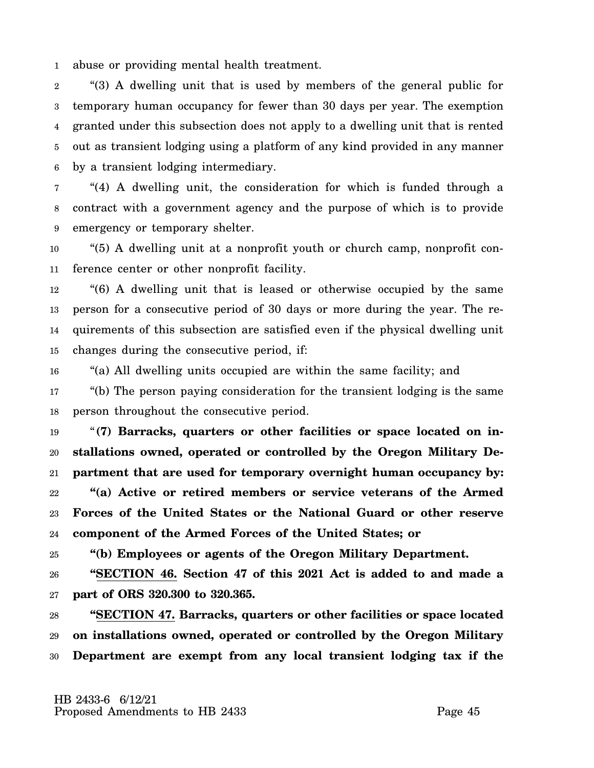abuse or providing mental health treatment.

"(3) A dwelling unit that is used by members of the general public for temporary human occupancy for fewer than 30 days per year. The exemption granted under this subsection does not apply to a dwelling unit that is rented out as transient lodging using a platform of any kind provided in any manner by a transient lodging intermediary.

"(4) A dwelling unit, the consideration for which is funded through a contract with a government agency and the purpose of which is to provide emergency or temporary shelter.

"(5) A dwelling unit at a nonprofit youth or church camp, nonprofit conference center or other nonprofit facility.

"(6) A dwelling unit that is leased or otherwise occupied by the same person for a consecutive period of 30 days or more during the year. The requirements of this subsection are satisfied even if the physical dwelling unit changes during the consecutive period, if:

"(a) All dwelling units occupied are within the same facility; and

"(b) The person paying consideration for the transient lodging is the same person throughout the consecutive period.

"**(7) Barracks, quarters or other facilities or space located on installations owned, operated or controlled by the Oregon Military Department that are used for temporary overnight human occupancy by:**

**"(a) Active or retired members or service veterans of the Armed Forces of the United States or the National Guard or other reserve component of the Armed Forces of the United States; or**

**"(b) Employees or agents of the Oregon Military Department.**

**"SECTION 46. Section 47 of this 2021 Act is added to and made a part of ORS 320.300 to 320.365.**

**"SECTION 47. Barracks, quarters or other facilities or space located on installations owned, operated or controlled by the Oregon Military Department are exempt from any local transient lodging tax if the**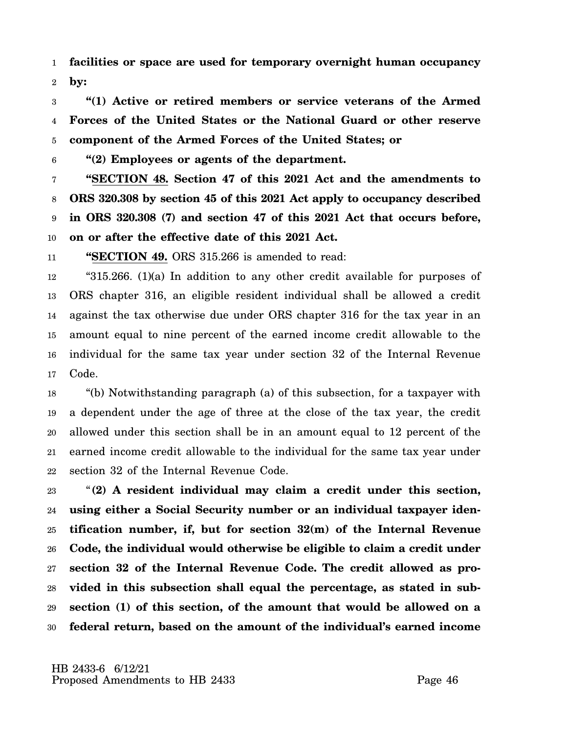**facilities or space are used for temporary overnight human occupancy by:**

**"(1) Active or retired members or service veterans of the Armed Forces of the United States or the National Guard or other reserve component of the Armed Forces of the United States; or**

**"(2) Employees or agents of the department.**

**"SECTION 48. Section 47 of this 2021 Act and the amendments to ORS 320.308 by section 45 of this 2021 Act apply to occupancy described in ORS 320.308 (7) and section 47 of this 2021 Act that occurs before, on or after the effective date of this 2021 Act.**

**"SECTION 49.** ORS 315.266 is amended to read:

"315.266. (1)(a) In addition to any other credit available for purposes of ORS chapter 316, an eligible resident individual shall be allowed a credit against the tax otherwise due under ORS chapter 316 for the tax year in an amount equal to nine percent of the earned income credit allowable to the individual for the same tax year under section 32 of the Internal Revenue Code.

"(b) Notwithstanding paragraph (a) of this subsection, for a taxpayer with a dependent under the age of three at the close of the tax year, the credit allowed under this section shall be in an amount equal to 12 percent of the earned income credit allowable to the individual for the same tax year under section 32 of the Internal Revenue Code.

"**(2) A resident individual may claim a credit under this section, using either a Social Security number or an individual taxpayer identification number, if, but for section 32(m) of the Internal Revenue Code, the individual would otherwise be eligible to claim a credit under section 32 of the Internal Revenue Code. The credit allowed as provided in this subsection shall equal the percentage, as stated in subsection (1) of this section, of the amount that would be allowed on a federal return, based on the amount of the individual's earned income**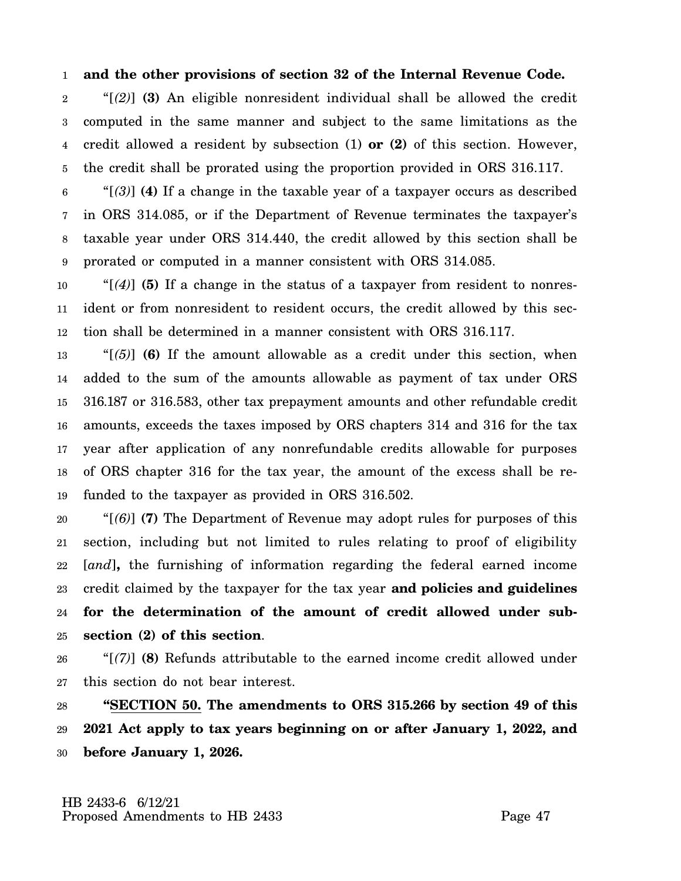**and the other provisions of section 32 of the Internal Revenue Code.**

"[*(2)*] **(3)** An eligible nonresident individual shall be allowed the credit computed in the same manner and subject to the same limitations as the credit allowed a resident by subsection (1) **or (2)** of this section. However, the credit shall be prorated using the proportion provided in ORS 316.117.

"[*(3)*] **(4)** If a change in the taxable year of a taxpayer occurs as described in ORS 314.085, or if the Department of Revenue terminates the taxpayer's taxable year under ORS 314.440, the credit allowed by this section shall be prorated or computed in a manner consistent with ORS 314.085.

"[*(4)*] **(5)** If a change in the status of a taxpayer from resident to nonresident or from nonresident to resident occurs, the credit allowed by this section shall be determined in a manner consistent with ORS 316.117.

"[*(5)*] **(6)** If the amount allowable as a credit under this section, when added to the sum of the amounts allowable as payment of tax under ORS 316.187 or 316.583, other tax prepayment amounts and other refundable credit amounts, exceeds the taxes imposed by ORS chapters 314 and 316 for the tax year after application of any nonrefundable credits allowable for purposes of ORS chapter 316 for the tax year, the amount of the excess shall be refunded to the taxpayer as provided in ORS 316.502.

"[*(6)*] **(7)** The Department of Revenue may adopt rules for purposes of this section, including but not limited to rules relating to proof of eligibility [*and*]**,** the furnishing of information regarding the federal earned income credit claimed by the taxpayer for the tax year **and policies and guidelines for the determination of the amount of credit allowed under subsection (2) of this section**.

"[*(7)*] **(8)** Refunds attributable to the earned income credit allowed under this section do not bear interest.

**"<u>SECTION 50.</u> The amendments to ORS 315.266 by section 49 of this 2021 Act apply to tax years beginning on or after January 1, 2022, and before January 1, 2026.**

HB 2433-6 6/12/21
Proposed Amendments to HB 2433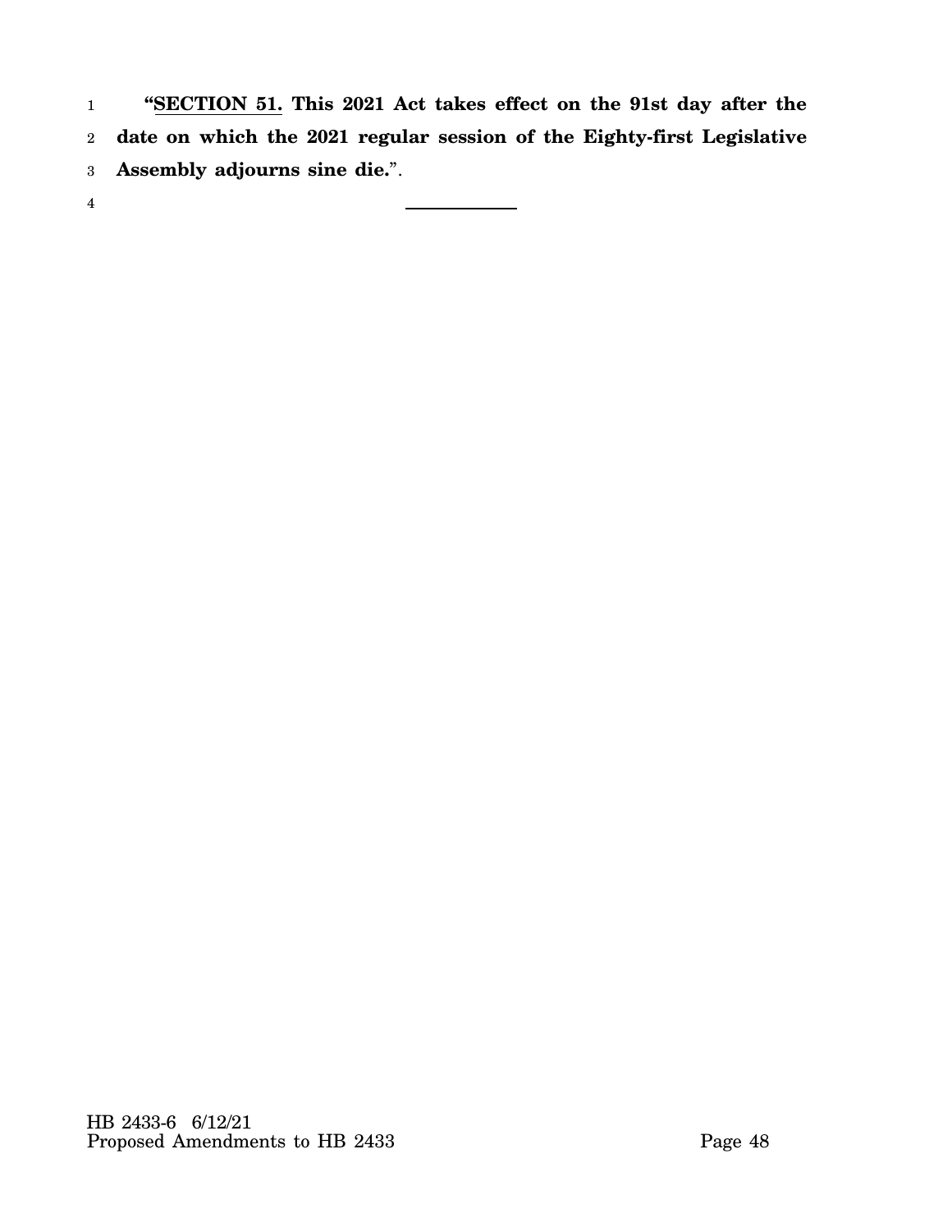**"<u>SECTION 51.</u> This 2021 Act takes effect on the 91st day after the date on which the 2021 regular session of the Eighty-first Legislative Assembly adjourns sine die.**".

---